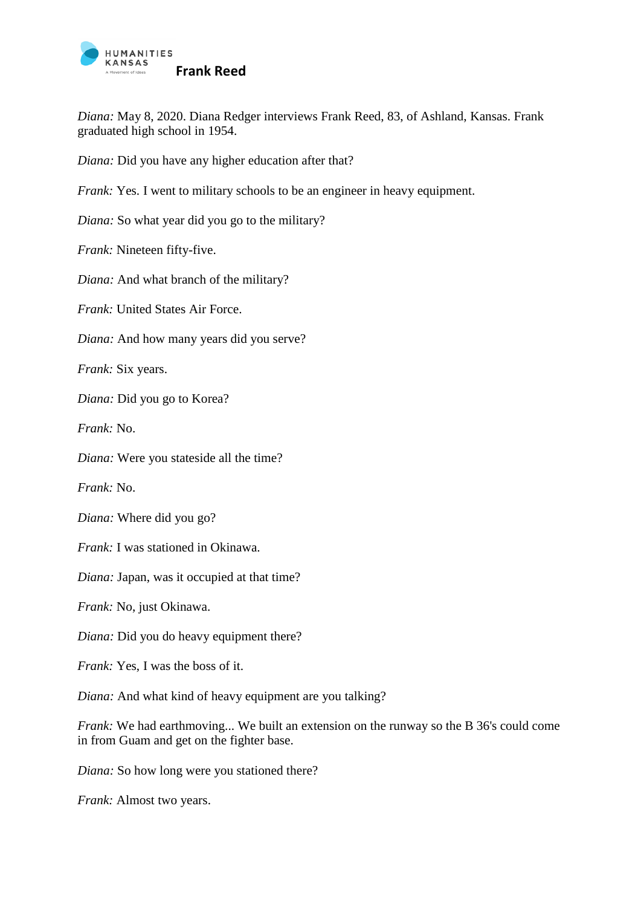# Frank Reed

*Diana:* May 8, 2020. Diana Redger interviews Frank Reed, 83, of Ashland, Kansas. Frank graduated high school in 1954.

*Diana:* Did you have any higher education after that?

*Frank:* Yes. I went to military schools to be an engineer in heavy equipment.

*Diana:* So what year did you go to the military?

*Frank:* Nineteen fifty-five.

*Diana:* And what branch of the military?

*Frank:* United States Air Force.

*Diana:* And how many years did you serve?

*Frank:* Six years.

*Diana:* Did you go to Korea?

*Frank:* No.

*Diana:* Were you stateside all the time?

*Frank:* No.

*Diana:* Where did you go?

*Frank:* I was stationed in Okinawa.

*Diana:* Japan, was it occupied at that time?

*Frank:* No, just Okinawa.

*Diana:* Did you do heavy equipment there?

*Frank:* Yes, I was the boss of it.

*Diana:* And what kind of heavy equipment are you talking?

*Frank:* We had earthmoving... We built an extension on the runway so the B 36's could come in from Guam and get on the fighter base.

*Diana:* So how long were you stationed there?

*Frank:* Almost two years.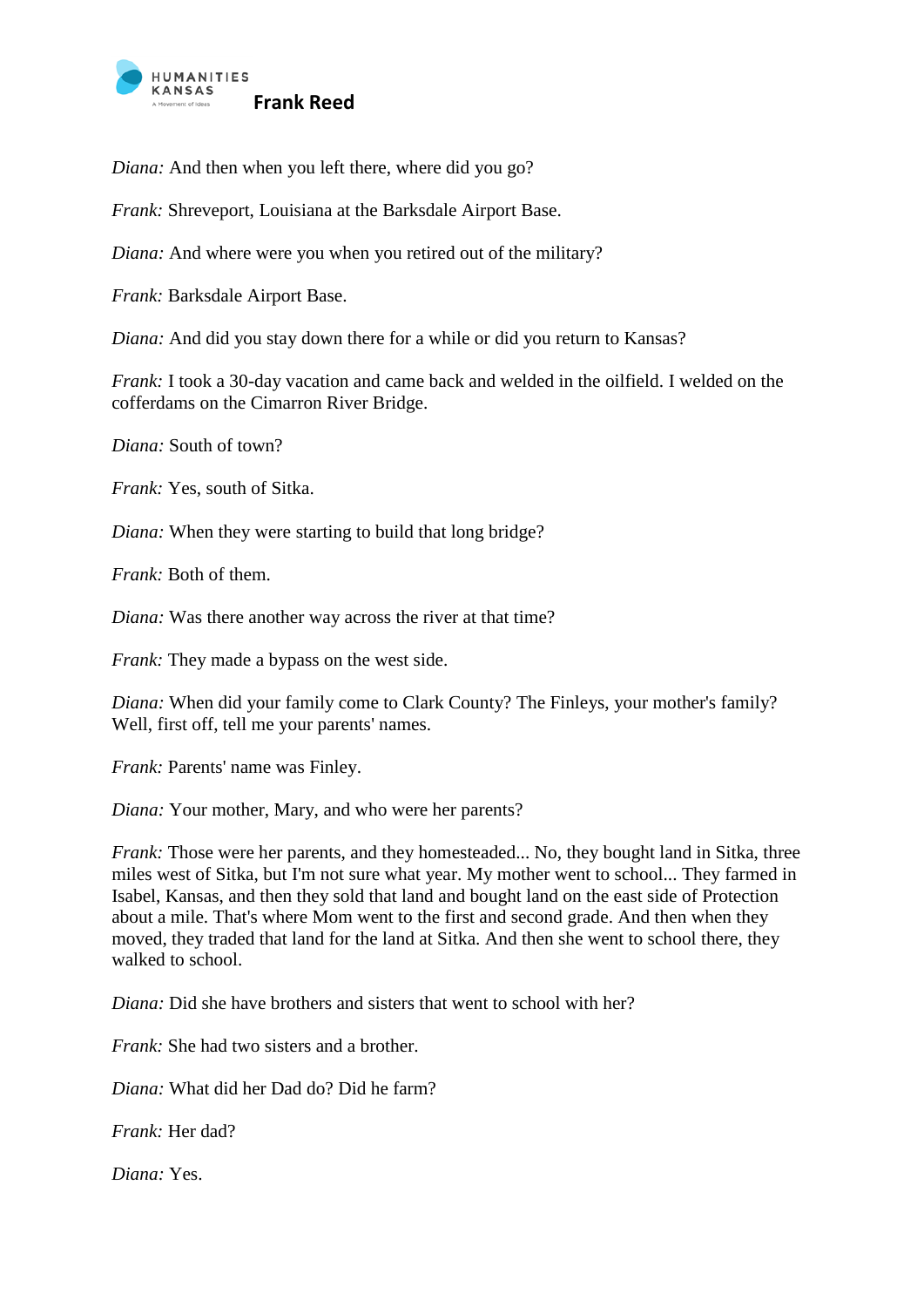*Diana:* And then when you left there, where did you go?

*Frank:* Shreveport, Louisiana at the Barksdale Airport Base.

*Diana:* And where were you when you retired out of the military?

*Frank:* Barksdale Airport Base.

*Diana:* And did you stay down there for a while or did you return to Kansas?

*Frank:* I took a 30-day vacation and came back and welded in the oilfield. I welded on the cofferdams on the Cimarron River Bridge.

*Diana:* South of town?

*Frank:* Yes, south of Sitka.

*Diana:* When they were starting to build that long bridge?

*Frank:* Both of them.

*Diana:* Was there another way across the river at that time?

*Frank:* They made a bypass on the west side.

*Diana:* When did your family come to Clark County? The Finleys, your mother's family? Well, first off, tell me your parents' names.

*Frank:* Parents' name was Finley.

*Diana:* Your mother, Mary, and who were her parents?

*Frank:* Those were her parents, and they homesteaded... No, they bought land in Sitka, three miles west of Sitka, but I'm not sure what year. My mother went to school... They farmed in Isabel, Kansas, and then they sold that land and bought land on the east side of Protection about a mile. That's where Mom went to the first and second grade. And then when they moved, they traded that land for the land at Sitka. And then she went to school there, they walked to school.

*Diana:* Did she have brothers and sisters that went to school with her?

*Frank:* She had two sisters and a brother.

*Diana:* What did her Dad do? Did he farm?

*Frank:* Her dad?

*Diana:* Yes.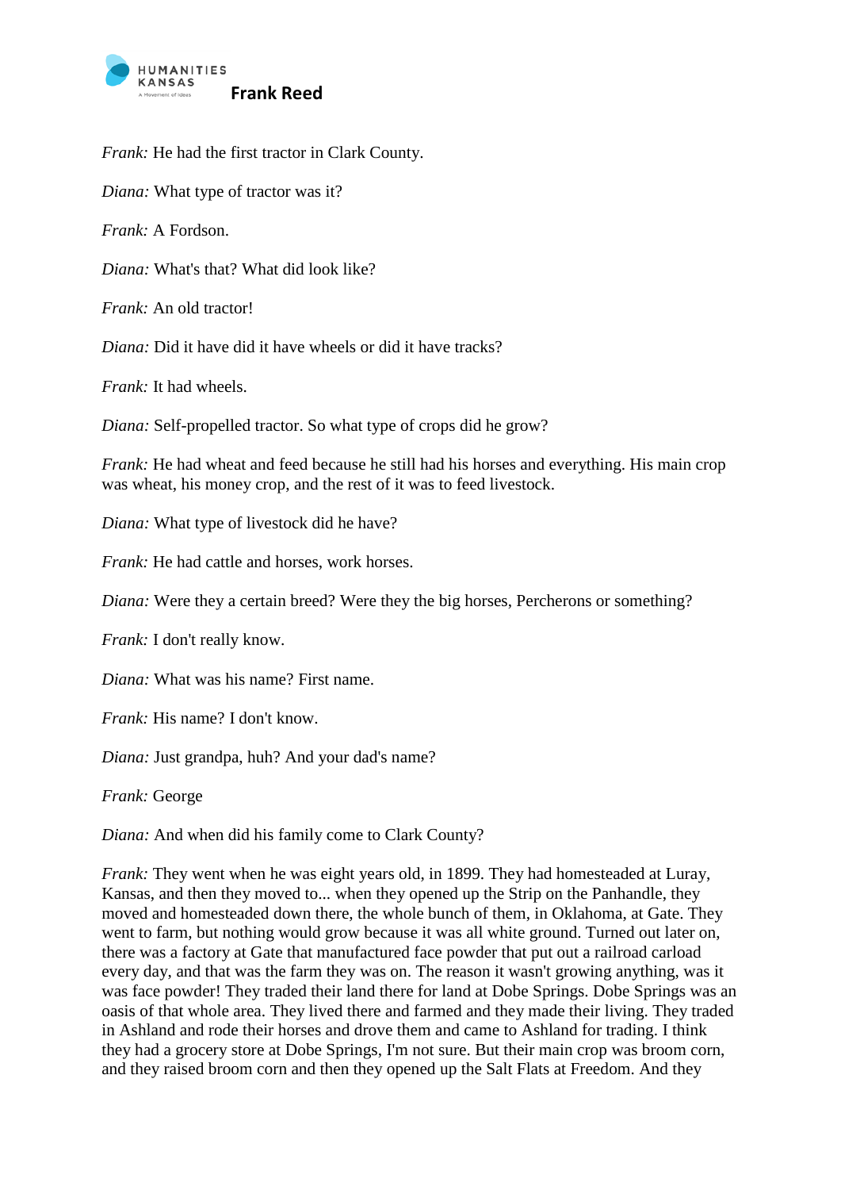*Frank:* He had the first tractor in Clark County.

*Diana:* What type of tractor was it?

*Frank:* A Fordson.

*Diana:* What's that? What did look like?

*Frank:* An old tractor!

*Diana:* Did it have did it have wheels or did it have tracks?

*Frank:* It had wheels.

*Diana:* Self-propelled tractor. So what type of crops did he grow?

*Frank:* He had wheat and feed because he still had his horses and everything. His main crop was wheat, his money crop, and the rest of it was to feed livestock.

*Diana:* What type of livestock did he have?

*Frank:* He had cattle and horses, work horses.

*Diana:* Were they a certain breed? Were they the big horses, Percherons or something?

*Frank:* I don't really know.

*Diana:* What was his name? First name.

*Frank:* His name? I don't know.

*Diana:* Just grandpa, huh? And your dad's name?

*Frank:* George

*Diana:* And when did his family come to Clark County?

*Frank:* They went when he was eight years old, in 1899. They had homesteaded at Luray, Kansas, and then they moved to... when they opened up the Strip on the Panhandle, they moved and homesteaded down there, the whole bunch of them, in Oklahoma, at Gate. They went to farm, but nothing would grow because it was all white ground. Turned out later on, there was a factory at Gate that manufactured face powder that put out a railroad carload every day, and that was the farm they was on. The reason it wasn't growing anything, was it was face powder! They traded their land there for land at Dobe Springs. Dobe Springs was an oasis of that whole area. They lived there and farmed and they made their living. They traded in Ashland and rode their horses and drove them and came to Ashland for trading. I think they had a grocery store at Dobe Springs, I'm not sure. But their main crop was broom corn, and they raised broom corn and then they opened up the Salt Flats at Freedom. And they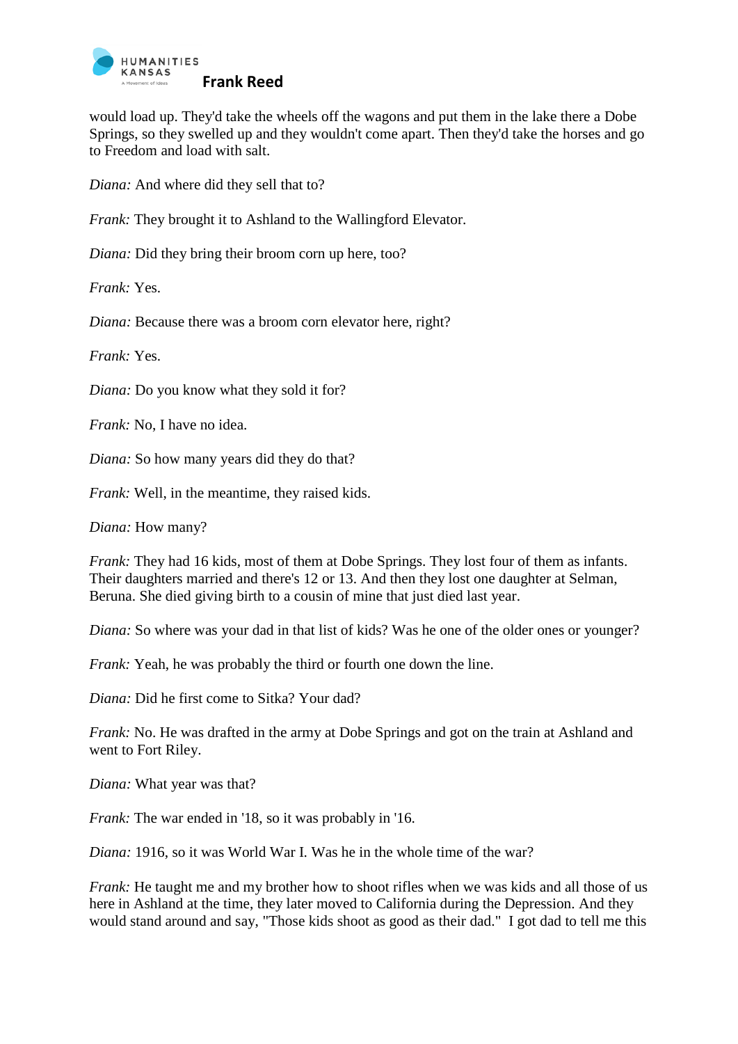would load up. They'd take the wheels off the wagons and put them in the lake there a Dobe Springs, so they swelled up and they wouldn't come apart. Then they'd take the horses and go to Freedom and load with salt.

*Diana:* And where did they sell that to?

*Frank:* They brought it to Ashland to the Wallingford Elevator.

*Diana:* Did they bring their broom corn up here, too?

*Frank:* Yes.

*Diana:* Because there was a broom corn elevator here, right?

*Frank:* Yes.

*Diana:* Do you know what they sold it for?

*Frank:* No, I have no idea.

*Diana:* So how many years did they do that?

*Frank:* Well, in the meantime, they raised kids.

*Diana:* How many?

*Frank:* They had 16 kids, most of them at Dobe Springs. They lost four of them as infants. Their daughters married and there's 12 or 13. And then they lost one daughter at Selman, Beruna. She died giving birth to a cousin of mine that just died last year.

*Diana:* So where was your dad in that list of kids? Was he one of the older ones or younger?

*Frank:* Yeah, he was probably the third or fourth one down the line.

*Diana:* Did he first come to Sitka? Your dad?

*Frank:* No. He was drafted in the army at Dobe Springs and got on the train at Ashland and went to Fort Riley.

*Diana:* What year was that?

*Frank:* The war ended in '18, so it was probably in '16.

*Diana:* 1916, so it was World War I. Was he in the whole time of the war?

*Frank:* He taught me and my brother how to shoot rifles when we was kids and all those of us here in Ashland at the time, they later moved to California during the Depression. And they would stand around and say, "Those kids shoot as good as their dad." I got dad to tell me this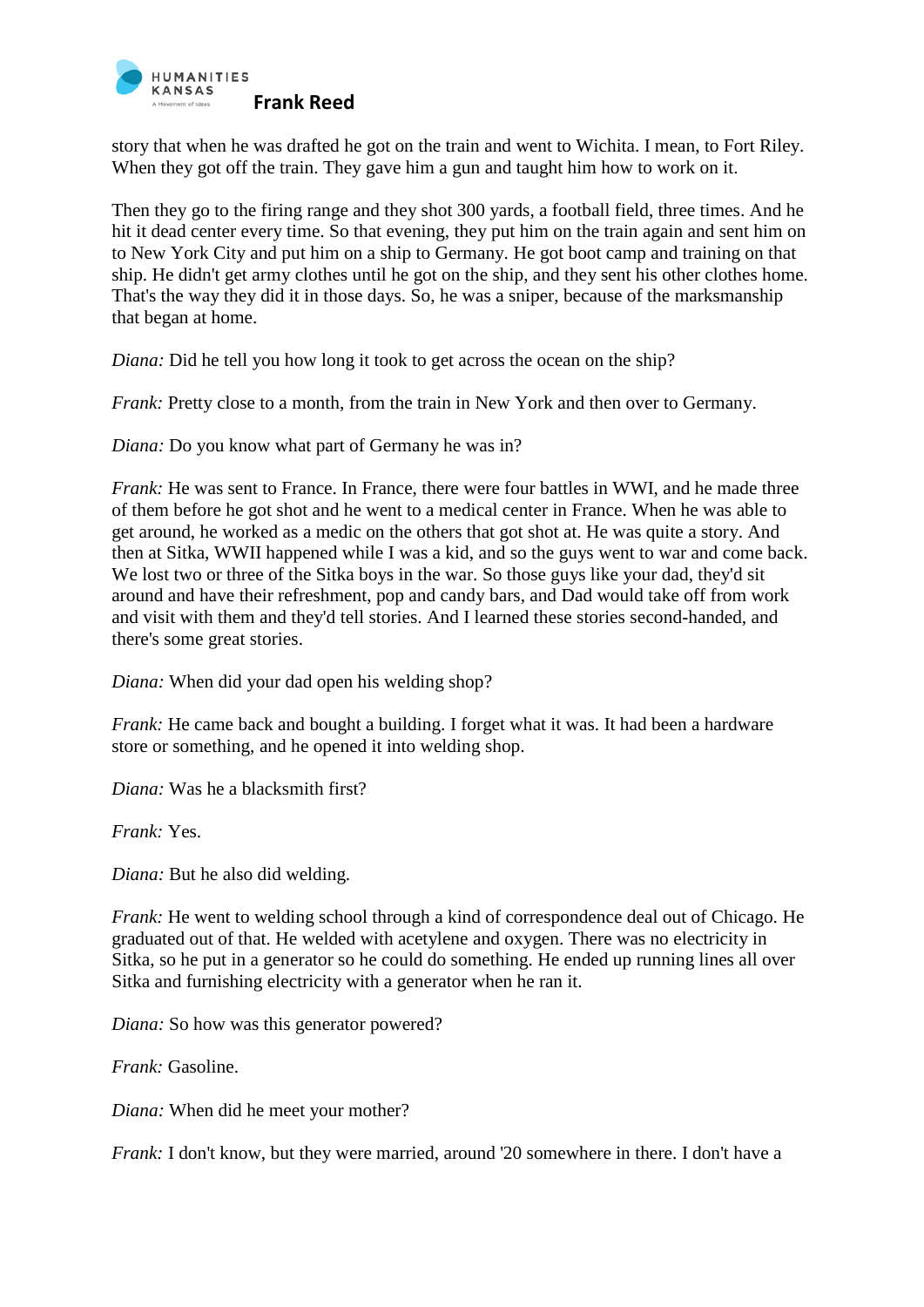story that when he was drafted he got on the train and went to Wichita. I mean, to Fort Riley. When they got off the train. They gave him a gun and taught him how to work on it.

Then they go to the firing range and they shot 300 yards, a football field, three times. And he hit it dead center every time. So that evening, they put him on the train again and sent him on to New York City and put him on a ship to Germany. He got boot camp and training on that ship. He didn't get army clothes until he got on the ship, and they sent his other clothes home. That's the way they did it in those days. So, he was a sniper, because of the marksmanship that began at home.

*Diana:* Did he tell you how long it took to get across the ocean on the ship?

*Frank:* Pretty close to a month, from the train in New York and then over to Germany.

*Diana:* Do you know what part of Germany he was in?

*Frank:* He was sent to France. In France, there were four battles in WWI, and he made three of them before he got shot and he went to a medical center in France. When he was able to get around, he worked as a medic on the others that got shot at. He was quite a story. And then at Sitka, WWII happened while I was a kid, and so the guys went to war and come back. We lost two or three of the Sitka boys in the war. So those guys like your dad, they'd sit around and have their refreshment, pop and candy bars, and Dad would take off from work and visit with them and they'd tell stories. And I learned these stories second-handed, and there's some great stories.

*Diana:* When did your dad open his welding shop?

*Frank:* He came back and bought a building. I forget what it was. It had been a hardware store or something, and he opened it into welding shop.

*Diana:* Was he a blacksmith first?

*Frank:* Yes.

*Diana:* But he also did welding.

*Frank:* He went to welding school through a kind of correspondence deal out of Chicago. He graduated out of that. He welded with acetylene and oxygen. There was no electricity in Sitka, so he put in a generator so he could do something. He ended up running lines all over Sitka and furnishing electricity with a generator when he ran it.

*Diana:* So how was this generator powered?

*Frank:* Gasoline.

*Diana:* When did he meet your mother?

*Frank:* I don't know, but they were married, around '20 somewhere in there. I don't have a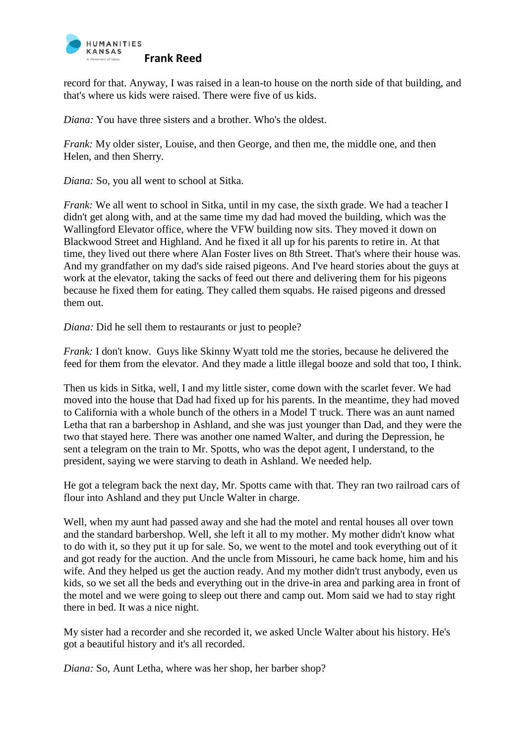record for that. Anyway, I was raised in a lean-to house on the north side of that building, and that's where us kids were raised. There were five of us kids.

*Diana:* You have three sisters and a brother. Who's the oldest.

*Frank:* My older sister, Louise, and then George, and then me, the middle one, and then Helen, and then Sherry.

*Diana:* So, you all went to school at Sitka.

*Frank:* We all went to school in Sitka, until in my case, the sixth grade. We had a teacher I didn't get along with, and at the same time my dad had moved the building, which was the Wallingford Elevator office, where the VFW building now sits. They moved it down on Blackwood Street and Highland. And he fixed it all up for his parents to retire in. At that time, they lived out there where Alan Foster lives on 8th Street. That's where their house was. And my grandfather on my dad's side raised pigeons. And I've heard stories about the guys at work at the elevator, taking the sacks of feed out there and delivering them for his pigeons because he fixed them for eating. They called them squabs. He raised pigeons and dressed them out.

*Diana:* Did he sell them to restaurants or just to people?

*Frank:* I don't know. Guys like Skinny Wyatt told me the stories, because he delivered the feed for them from the elevator. And they made a little illegal booze and sold that too, I think.

Then us kids in Sitka, well, I and my little sister, come down with the scarlet fever. We had moved into the house that Dad had fixed up for his parents. In the meantime, they had moved to California with a whole bunch of the others in a Model T truck. There was an aunt named Letha that ran a barbershop in Ashland, and she was just younger than Dad, and they were the two that stayed here. There was another one named Walter, and during the Depression, he sent a telegram on the train to Mr. Spotts, who was the depot agent, I understand, to the president, saying we were starving to death in Ashland. We needed help.

He got a telegram back the next day, Mr. Spotts came with that. They ran two railroad cars of flour into Ashland and they put Uncle Walter in charge.

Well, when my aunt had passed away and she had the motel and rental houses all over town and the standard barbershop. Well, she left it all to my mother. My mother didn't know what to do with it, so they put it up for sale. So, we went to the motel and took everything out of it and got ready for the auction. And the uncle from Missouri, he came back home, him and his wife. And they helped us get the auction ready. And my mother didn't trust anybody, even us kids, so we set all the beds and everything out in the drive-in area and parking area in front of the motel and we were going to sleep out there and camp out. Mom said we had to stay right there in bed. It was a nice night.

My sister had a recorder and she recorded it, we asked Uncle Walter about his history. He's got a beautiful history and it's all recorded.

*Diana:* So, Aunt Letha, where was her shop, her barber shop?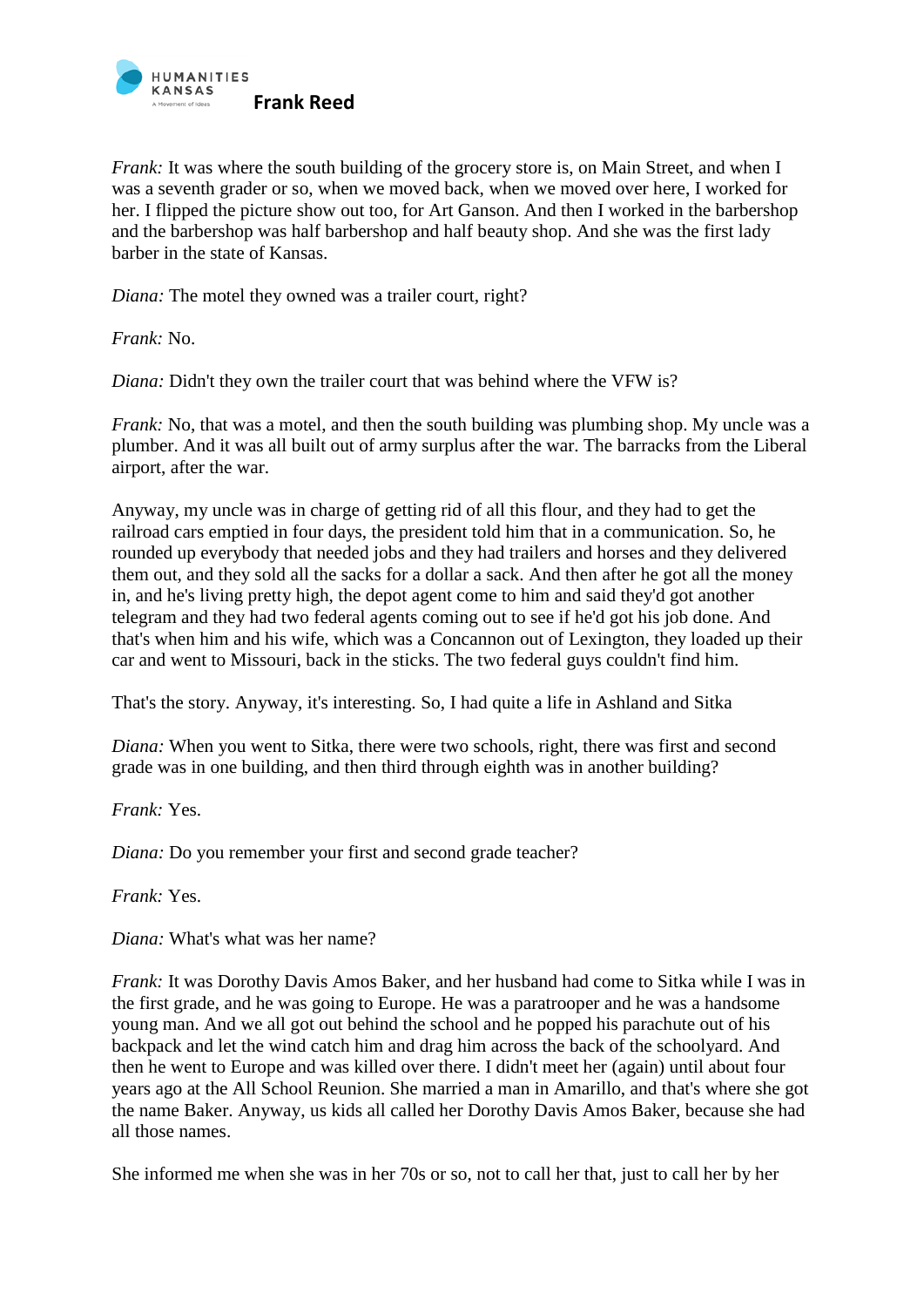*Frank:* It was where the south building of the grocery store is, on Main Street, and when I was a seventh grader or so, when we moved back, when we moved over here, I worked for her. I flipped the picture show out too, for Art Ganson. And then I worked in the barbershop and the barbershop was half barbershop and half beauty shop. And she was the first lady barber in the state of Kansas.

*Diana:* The motel they owned was a trailer court, right?

*Frank:* No.

*Diana:* Didn't they own the trailer court that was behind where the VFW is?

*Frank:* No, that was a motel, and then the south building was plumbing shop. My uncle was a plumber. And it was all built out of army surplus after the war. The barracks from the Liberal airport, after the war.

Anyway, my uncle was in charge of getting rid of all this flour, and they had to get the railroad cars emptied in four days, the president told him that in a communication. So, he rounded up everybody that needed jobs and they had trailers and horses and they delivered them out, and they sold all the sacks for a dollar a sack. And then after he got all the money in, and he's living pretty high, the depot agent come to him and said they'd got another telegram and they had two federal agents coming out to see if he'd got his job done. And that's when him and his wife, which was a Concannon out of Lexington, they loaded up their car and went to Missouri, back in the sticks. The two federal guys couldn't find him.

That's the story. Anyway, it's interesting. So, I had quite a life in Ashland and Sitka

*Diana:* When you went to Sitka, there were two schools, right, there was first and second grade was in one building, and then third through eighth was in another building?

*Frank:* Yes.

*Diana:* Do you remember your first and second grade teacher?

*Frank:* Yes.

*Diana:* What's what was her name?

*Frank:* It was Dorothy Davis Amos Baker, and her husband had come to Sitka while I was in the first grade, and he was going to Europe. He was a paratrooper and he was a handsome young man. And we all got out behind the school and he popped his parachute out of his backpack and let the wind catch him and drag him across the back of the schoolyard. And then he went to Europe and was killed over there. I didn't meet her (again) until about four years ago at the All School Reunion. She married a man in Amarillo, and that's where she got the name Baker. Anyway, us kids all called her Dorothy Davis Amos Baker, because she had all those names.

She informed me when she was in her 70s or so, not to call her that, just to call her by her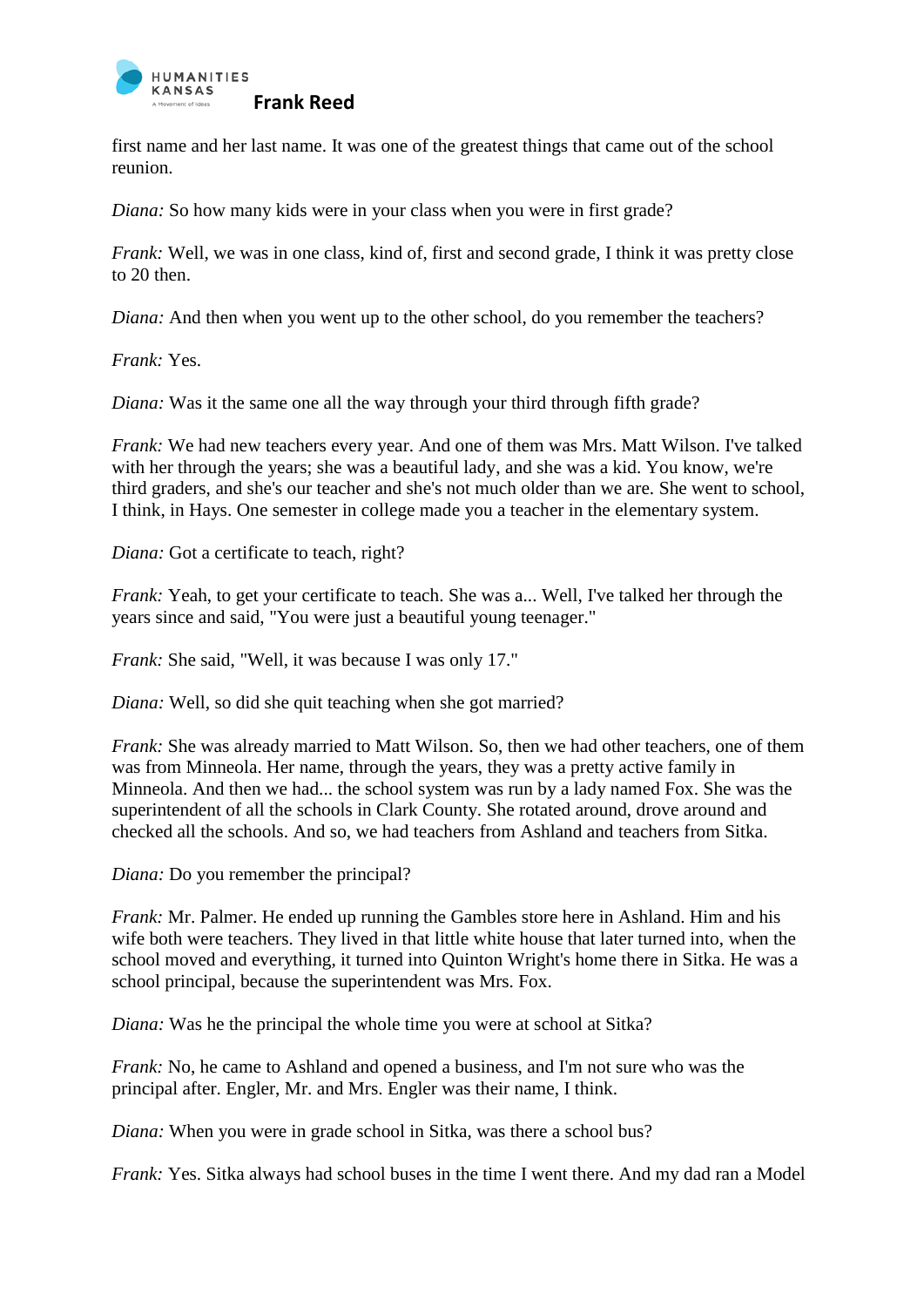first name and her last name. It was one of the greatest things that came out of the school reunion.

*Diana:* So how many kids were in your class when you were in first grade?

*Frank:* Well, we was in one class, kind of, first and second grade, I think it was pretty close to 20 then.

*Diana:* And then when you went up to the other school, do you remember the teachers?

*Frank:* Yes.

*Diana:* Was it the same one all the way through your third through fifth grade?

*Frank:* We had new teachers every year. And one of them was Mrs. Matt Wilson. I've talked with her through the years; she was a beautiful lady, and she was a kid. You know, we're third graders, and she's our teacher and she's not much older than we are. She went to school, I think, in Hays. One semester in college made you a teacher in the elementary system.

*Diana:* Got a certificate to teach, right?

*Frank:* Yeah, to get your certificate to teach. She was a... Well, I've talked her through the years since and said, "You were just a beautiful young teenager."

*Frank:* She said, "Well, it was because I was only 17."

*Diana:* Well, so did she quit teaching when she got married?

*Frank:* She was already married to Matt Wilson. So, then we had other teachers, one of them was from Minneola. Her name, through the years, they was a pretty active family in Minneola. And then we had... the school system was run by a lady named Fox. She was the superintendent of all the schools in Clark County. She rotated around, drove around and checked all the schools. And so, we had teachers from Ashland and teachers from Sitka.

*Diana:* Do you remember the principal?

*Frank:* Mr. Palmer. He ended up running the Gambles store here in Ashland. Him and his wife both were teachers. They lived in that little white house that later turned into, when the school moved and everything, it turned into Quinton Wright's home there in Sitka. He was a school principal, because the superintendent was Mrs. Fox.

*Diana:* Was he the principal the whole time you were at school at Sitka?

*Frank:* No, he came to Ashland and opened a business, and I'm not sure who was the principal after. Engler, Mr. and Mrs. Engler was their name, I think.

*Diana:* When you were in grade school in Sitka, was there a school bus?

*Frank:* Yes. Sitka always had school buses in the time I went there. And my dad ran a Model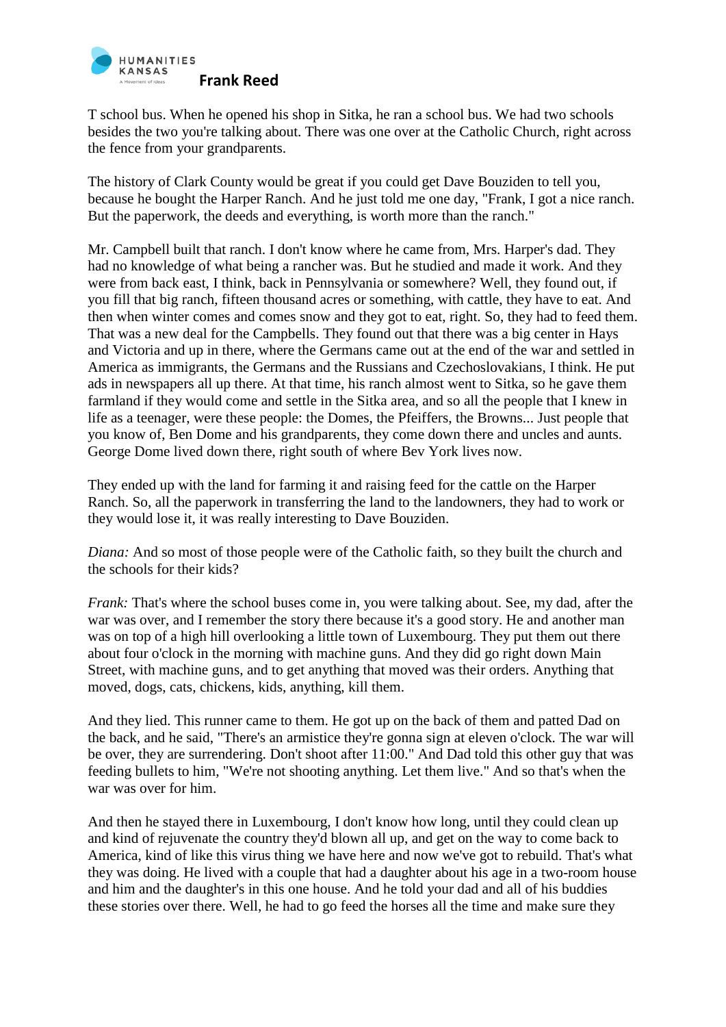T school bus. When he opened his shop in Sitka, he ran a school bus. We had two schools besides the two you're talking about. There was one over at the Catholic Church, right across the fence from your grandparents.

The history of Clark County would be great if you could get Dave Bouziden to tell you, because he bought the Harper Ranch. And he just told me one day, "Frank, I got a nice ranch. But the paperwork, the deeds and everything, is worth more than the ranch."

Mr. Campbell built that ranch. I don't know where he came from, Mrs. Harper's dad. They had no knowledge of what being a rancher was. But he studied and made it work. And they were from back east, I think, back in Pennsylvania or somewhere? Well, they found out, if you fill that big ranch, fifteen thousand acres or something, with cattle, they have to eat. And then when winter comes and comes snow and they got to eat, right. So, they had to feed them. That was a new deal for the Campbells. They found out that there was a big center in Hays and Victoria and up in there, where the Germans came out at the end of the war and settled in America as immigrants, the Germans and the Russians and Czechoslovakians, I think. He put ads in newspapers all up there. At that time, his ranch almost went to Sitka, so he gave them farmland if they would come and settle in the Sitka area, and so all the people that I knew in life as a teenager, were these people: the Domes, the Pfeiffers, the Browns... Just people that you know of, Ben Dome and his grandparents, they come down there and uncles and aunts. George Dome lived down there, right south of where Bev York lives now.

They ended up with the land for farming it and raising feed for the cattle on the Harper Ranch. So, all the paperwork in transferring the land to the landowners, they had to work or they would lose it, it was really interesting to Dave Bouziden.

*Diana:* And so most of those people were of the Catholic faith, so they built the church and the schools for their kids?

*Frank:* That's where the school buses come in, you were talking about. See, my dad, after the war was over, and I remember the story there because it's a good story. He and another man was on top of a high hill overlooking a little town of Luxembourg. They put them out there about four o'clock in the morning with machine guns. And they did go right down Main Street, with machine guns, and to get anything that moved was their orders. Anything that moved, dogs, cats, chickens, kids, anything, kill them.

And they lied. This runner came to them. He got up on the back of them and patted Dad on the back, and he said, "There's an armistice they're gonna sign at eleven o'clock. The war will be over, they are surrendering. Don't shoot after 11:00." And Dad told this other guy that was feeding bullets to him, "We're not shooting anything. Let them live." And so that's when the war was over for him.

And then he stayed there in Luxembourg, I don't know how long, until they could clean up and kind of rejuvenate the country they'd blown all up, and get on the way to come back to America, kind of like this virus thing we have here and now we've got to rebuild. That's what they was doing. He lived with a couple that had a daughter about his age in a two-room house and him and the daughter's in this one house. And he told your dad and all of his buddies these stories over there. Well, he had to go feed the horses all the time and make sure they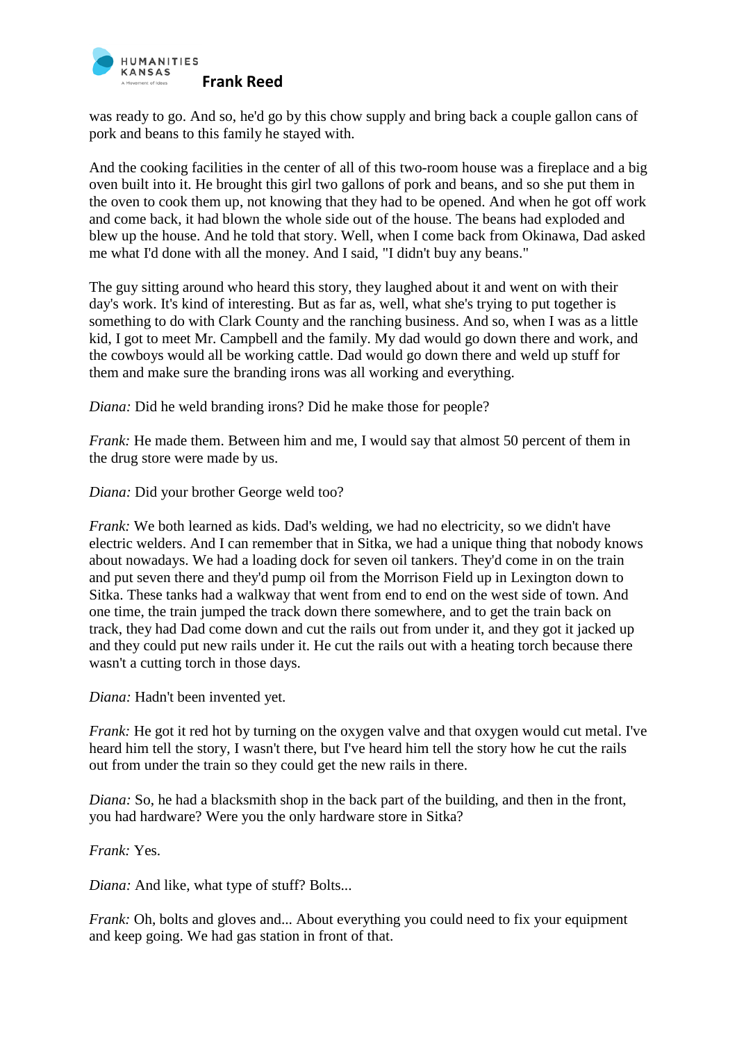was ready to go. And so, he'd go by this chow supply and bring back a couple gallon cans of pork and beans to this family he stayed with.

And the cooking facilities in the center of all of this two-room house was a fireplace and a big oven built into it. He brought this girl two gallons of pork and beans, and so she put them in the oven to cook them up, not knowing that they had to be opened. And when he got off work and come back, it had blown the whole side out of the house. The beans had exploded and blew up the house. And he told that story. Well, when I come back from Okinawa, Dad asked me what I'd done with all the money. And I said, "I didn't buy any beans."

The guy sitting around who heard this story, they laughed about it and went on with their day's work. It's kind of interesting. But as far as, well, what she's trying to put together is something to do with Clark County and the ranching business. And so, when I was as a little kid, I got to meet Mr. Campbell and the family. My dad would go down there and work, and the cowboys would all be working cattle. Dad would go down there and weld up stuff for them and make sure the branding irons was all working and everything.

*Diana:* Did he weld branding irons? Did he make those for people?

*Frank:* He made them. Between him and me, I would say that almost 50 percent of them in the drug store were made by us.

*Diana:* Did your brother George weld too?

*Frank:* We both learned as kids. Dad's welding, we had no electricity, so we didn't have electric welders. And I can remember that in Sitka, we had a unique thing that nobody knows about nowadays. We had a loading dock for seven oil tankers. They'd come in on the train and put seven there and they'd pump oil from the Morrison Field up in Lexington down to Sitka. These tanks had a walkway that went from end to end on the west side of town. And one time, the train jumped the track down there somewhere, and to get the train back on track, they had Dad come down and cut the rails out from under it, and they got it jacked up and they could put new rails under it. He cut the rails out with a heating torch because there wasn't a cutting torch in those days.

*Diana:* Hadn't been invented yet.

*Frank:* He got it red hot by turning on the oxygen valve and that oxygen would cut metal. I've heard him tell the story, I wasn't there, but I've heard him tell the story how he cut the rails out from under the train so they could get the new rails in there.

*Diana:* So, he had a blacksmith shop in the back part of the building, and then in the front, you had hardware? Were you the only hardware store in Sitka?

*Frank:* Yes.

*Diana:* And like, what type of stuff? Bolts...

*Frank:* Oh, bolts and gloves and... About everything you could need to fix your equipment and keep going. We had gas station in front of that.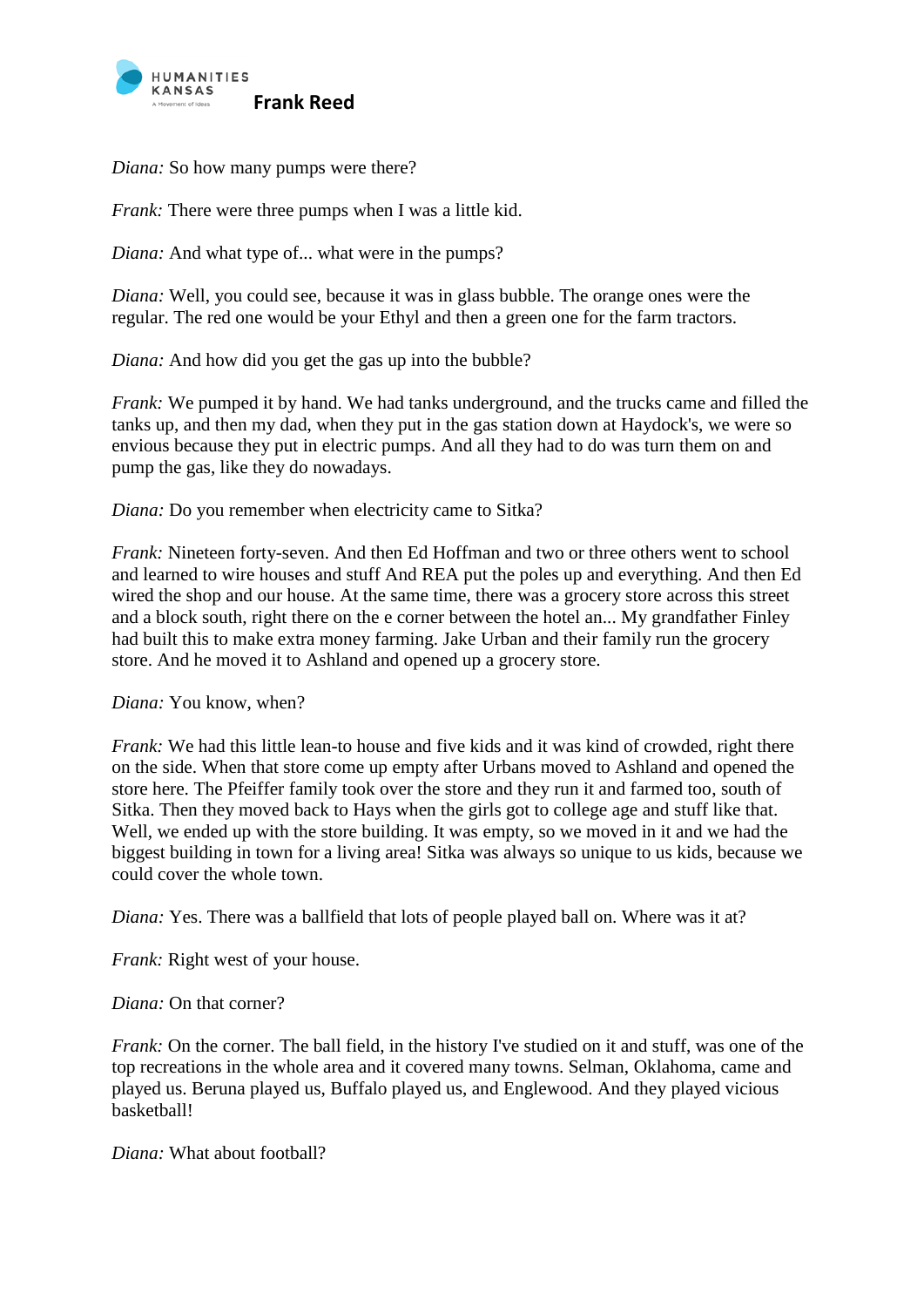*Diana:* So how many pumps were there?

*Frank:* There were three pumps when I was a little kid.

*Diana:* And what type of... what were in the pumps?

*Diana:* Well, you could see, because it was in glass bubble. The orange ones were the regular. The red one would be your Ethyl and then a green one for the farm tractors.

*Diana:* And how did you get the gas up into the bubble?

*Frank:* We pumped it by hand. We had tanks underground, and the trucks came and filled the tanks up, and then my dad, when they put in the gas station down at Haydock's, we were so envious because they put in electric pumps. And all they had to do was turn them on and pump the gas, like they do nowadays.

*Diana:* Do you remember when electricity came to Sitka?

*Frank:* Nineteen forty-seven. And then Ed Hoffman and two or three others went to school and learned to wire houses and stuff And REA put the poles up and everything. And then Ed wired the shop and our house. At the same time, there was a grocery store across this street and a block south, right there on the e corner between the hotel an... My grandfather Finley had built this to make extra money farming. Jake Urban and their family run the grocery store. And he moved it to Ashland and opened up a grocery store.

*Diana:* You know, when?

*Frank:* We had this little lean-to house and five kids and it was kind of crowded, right there on the side. When that store come up empty after Urbans moved to Ashland and opened the store here. The Pfeiffer family took over the store and they run it and farmed too, south of Sitka. Then they moved back to Hays when the girls got to college age and stuff like that. Well, we ended up with the store building. It was empty, so we moved in it and we had the biggest building in town for a living area! Sitka was always so unique to us kids, because we could cover the whole town.

*Diana:* Yes. There was a ballfield that lots of people played ball on. Where was it at?

*Frank:* Right west of your house.

*Diana:* On that corner?

*Frank:* On the corner. The ball field, in the history I've studied on it and stuff, was one of the top recreations in the whole area and it covered many towns. Selman, Oklahoma, came and played us. Beruna played us, Buffalo played us, and Englewood. And they played vicious basketball!

*Diana:* What about football?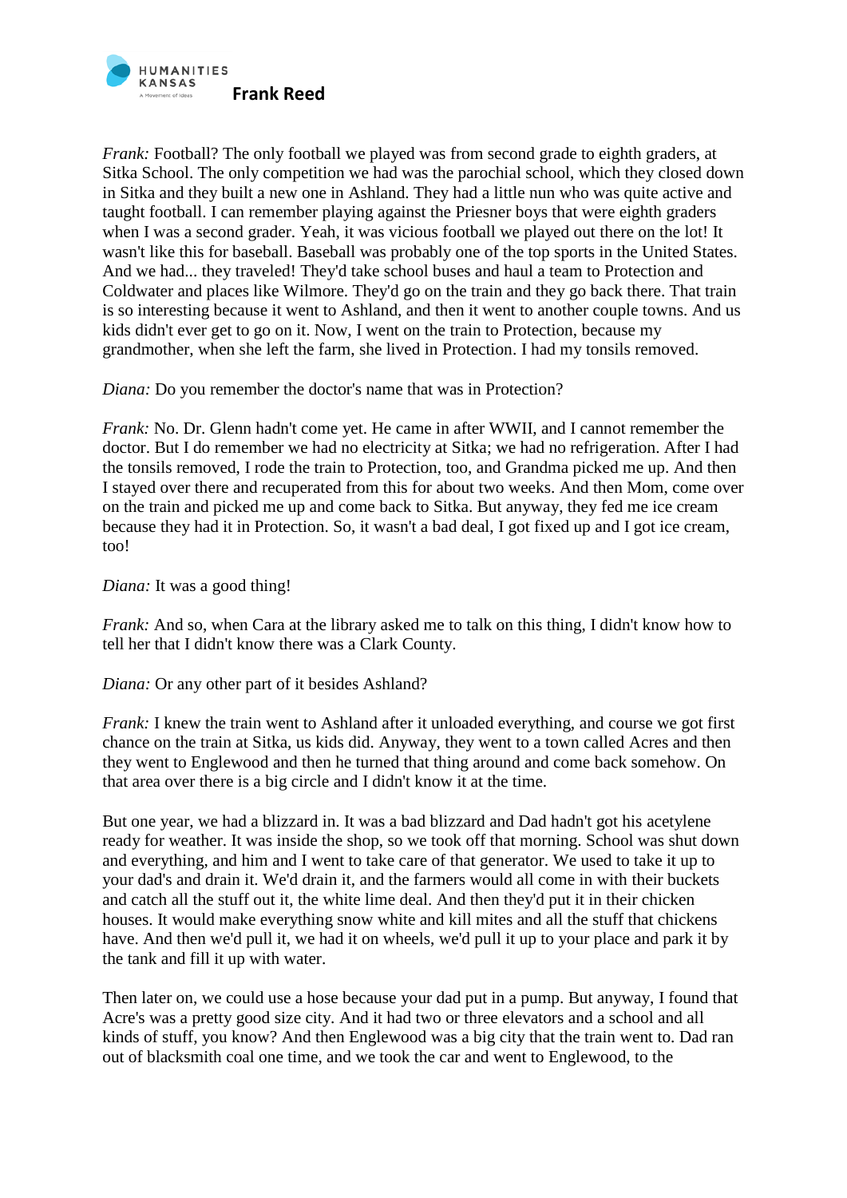*Frank:* Football? The only football we played was from second grade to eighth graders, at Sitka School. The only competition we had was the parochial school, which they closed down in Sitka and they built a new one in Ashland. They had a little nun who was quite active and taught football. I can remember playing against the Priesner boys that were eighth graders when I was a second grader. Yeah, it was vicious football we played out there on the lot! It wasn't like this for baseball. Baseball was probably one of the top sports in the United States. And we had... they traveled! They'd take school buses and haul a team to Protection and Coldwater and places like Wilmore. They'd go on the train and they go back there. That train is so interesting because it went to Ashland, and then it went to another couple towns. And us kids didn't ever get to go on it. Now, I went on the train to Protection, because my grandmother, when she left the farm, she lived in Protection. I had my tonsils removed.

*Diana:* Do you remember the doctor's name that was in Protection?

*Frank:* No. Dr. Glenn hadn't come yet. He came in after WWII, and I cannot remember the doctor. But I do remember we had no electricity at Sitka; we had no refrigeration. After I had the tonsils removed, I rode the train to Protection, too, and Grandma picked me up. And then I stayed over there and recuperated from this for about two weeks. And then Mom, come over on the train and picked me up and come back to Sitka. But anyway, they fed me ice cream because they had it in Protection. So, it wasn't a bad deal, I got fixed up and I got ice cream, too!

*Diana:* It was a good thing!

*Frank:* And so, when Cara at the library asked me to talk on this thing, I didn't know how to tell her that I didn't know there was a Clark County.

*Diana:* Or any other part of it besides Ashland?

*Frank:* I knew the train went to Ashland after it unloaded everything, and course we got first chance on the train at Sitka, us kids did. Anyway, they went to a town called Acres and then they went to Englewood and then he turned that thing around and come back somehow. On that area over there is a big circle and I didn't know it at the time.

But one year, we had a blizzard in. It was a bad blizzard and Dad hadn't got his acetylene ready for weather. It was inside the shop, so we took off that morning. School was shut down and everything, and him and I went to take care of that generator. We used to take it up to your dad's and drain it. We'd drain it, and the farmers would all come in with their buckets and catch all the stuff out it, the white lime deal. And then they'd put it in their chicken houses. It would make everything snow white and kill mites and all the stuff that chickens have. And then we'd pull it, we had it on wheels, we'd pull it up to your place and park it by the tank and fill it up with water.

Then later on, we could use a hose because your dad put in a pump. But anyway, I found that Acre's was a pretty good size city. And it had two or three elevators and a school and all kinds of stuff, you know? And then Englewood was a big city that the train went to. Dad ran out of blacksmith coal one time, and we took the car and went to Englewood, to the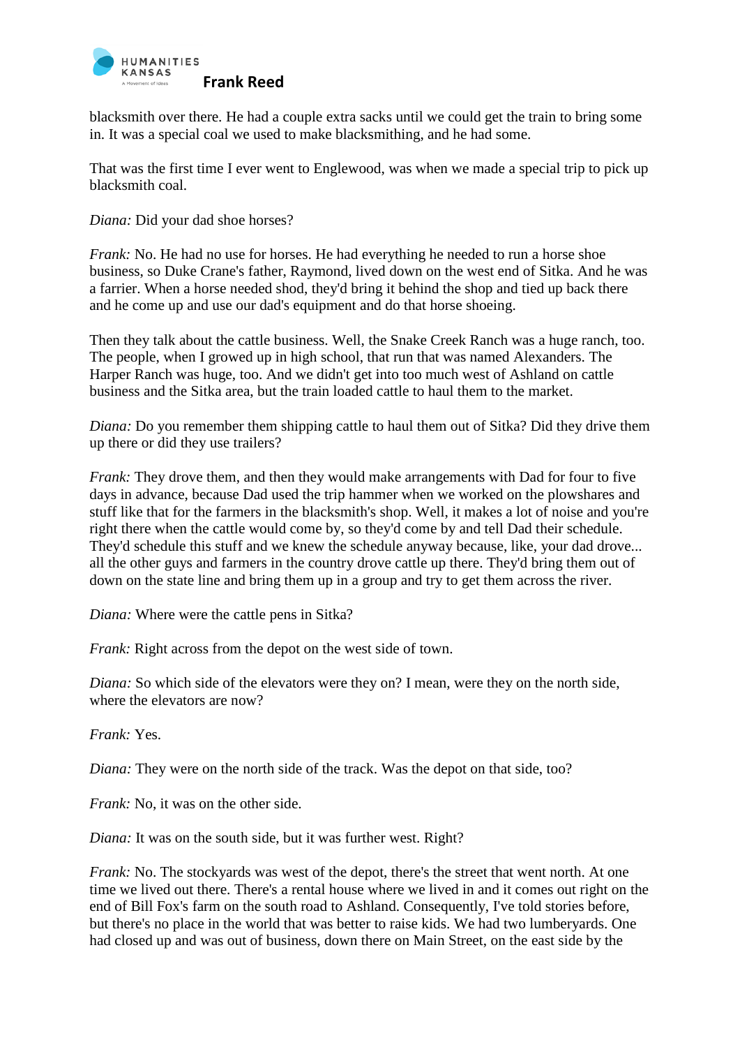blacksmith over there. He had a couple extra sacks until we could get the train to bring some in. It was a special coal we used to make blacksmithing, and he had some.

That was the first time I ever went to Englewood, was when we made a special trip to pick up blacksmith coal.

*Diana:* Did your dad shoe horses?

*Frank:* No. He had no use for horses. He had everything he needed to run a horse shoe business, so Duke Crane's father, Raymond, lived down on the west end of Sitka. And he was a farrier. When a horse needed shod, they'd bring it behind the shop and tied up back there and he come up and use our dad's equipment and do that horse shoeing.

Then they talk about the cattle business. Well, the Snake Creek Ranch was a huge ranch, too. The people, when I growed up in high school, that run that was named Alexanders. The Harper Ranch was huge, too. And we didn't get into too much west of Ashland on cattle business and the Sitka area, but the train loaded cattle to haul them to the market.

*Diana:* Do you remember them shipping cattle to haul them out of Sitka? Did they drive them up there or did they use trailers?

*Frank:* They drove them, and then they would make arrangements with Dad for four to five days in advance, because Dad used the trip hammer when we worked on the plowshares and stuff like that for the farmers in the blacksmith's shop. Well, it makes a lot of noise and you're right there when the cattle would come by, so they'd come by and tell Dad their schedule. They'd schedule this stuff and we knew the schedule anyway because, like, your dad drove... all the other guys and farmers in the country drove cattle up there. They'd bring them out of down on the state line and bring them up in a group and try to get them across the river.

*Diana:* Where were the cattle pens in Sitka?

*Frank:* Right across from the depot on the west side of town.

*Diana:* So which side of the elevators were they on? I mean, were they on the north side, where the elevators are now?

*Frank:* Yes.

*Diana:* They were on the north side of the track. Was the depot on that side, too?

*Frank:* No, it was on the other side.

*Diana:* It was on the south side, but it was further west. Right?

*Frank:* No. The stockyards was west of the depot, there's the street that went north. At one time we lived out there. There's a rental house where we lived in and it comes out right on the end of Bill Fox's farm on the south road to Ashland. Consequently, I've told stories before, but there's no place in the world that was better to raise kids. We had two lumberyards. One had closed up and was out of business, down there on Main Street, on the east side by the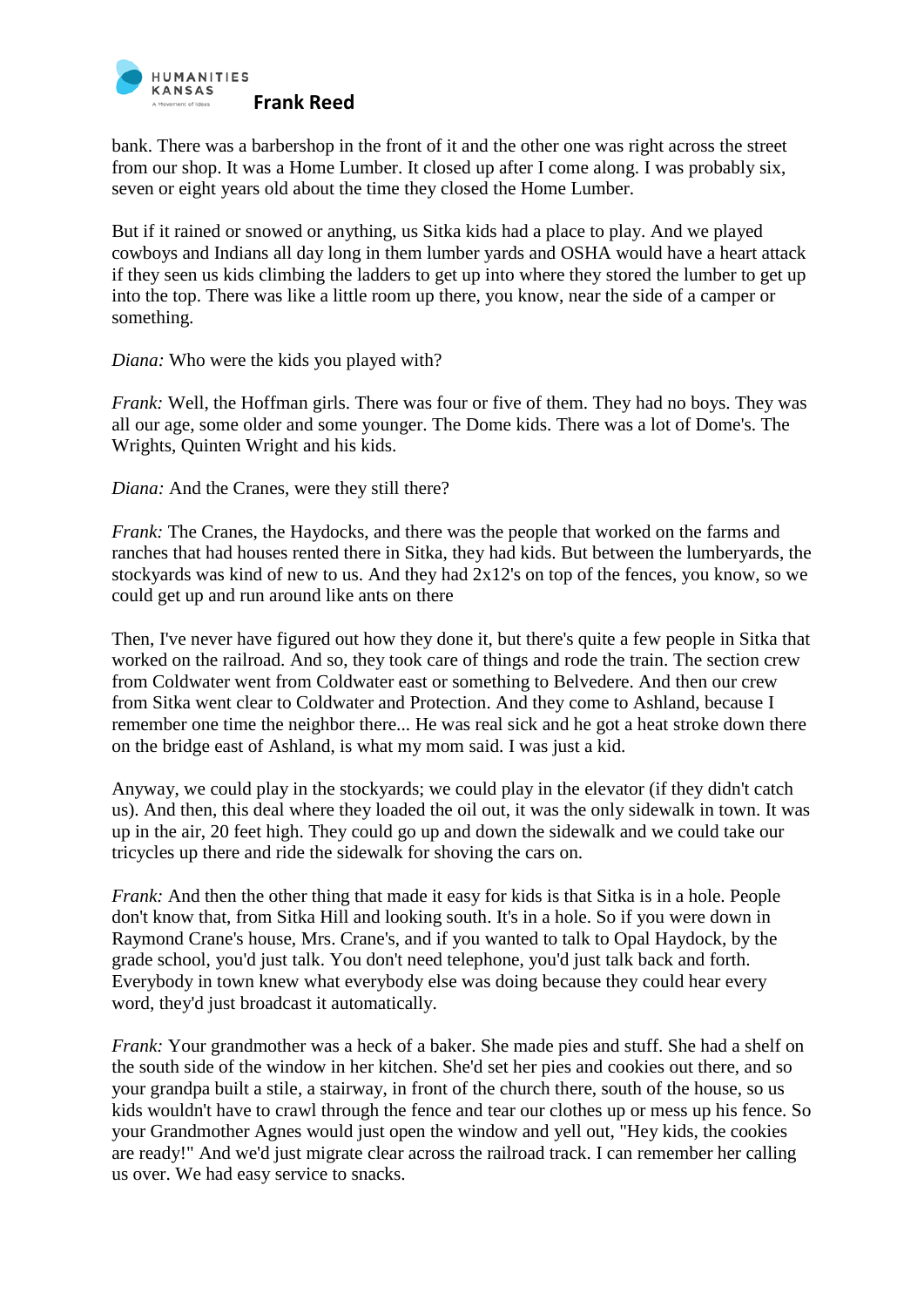bank. There was a barbershop in the front of it and the other one was right across the street from our shop. It was a Home Lumber. It closed up after I come along. I was probably six, seven or eight years old about the time they closed the Home Lumber.

But if it rained or snowed or anything, us Sitka kids had a place to play. And we played cowboys and Indians all day long in them lumber yards and OSHA would have a heart attack if they seen us kids climbing the ladders to get up into where they stored the lumber to get up into the top. There was like a little room up there, you know, near the side of a camper or something.

*Diana:* Who were the kids you played with?

*Frank:* Well, the Hoffman girls. There was four or five of them. They had no boys. They was all our age, some older and some younger. The Dome kids. There was a lot of Dome's. The Wrights, Quinten Wright and his kids.

*Diana:* And the Cranes, were they still there?

*Frank:* The Cranes, the Haydocks, and there was the people that worked on the farms and ranches that had houses rented there in Sitka, they had kids. But between the lumberyards, the stockyards was kind of new to us. And they had 2x12's on top of the fences, you know, so we could get up and run around like ants on there

Then, I've never have figured out how they done it, but there's quite a few people in Sitka that worked on the railroad. And so, they took care of things and rode the train. The section crew from Coldwater went from Coldwater east or something to Belvedere. And then our crew from Sitka went clear to Coldwater and Protection. And they come to Ashland, because I remember one time the neighbor there... He was real sick and he got a heat stroke down there on the bridge east of Ashland, is what my mom said. I was just a kid.

Anyway, we could play in the stockyards; we could play in the elevator (if they didn't catch us). And then, this deal where they loaded the oil out, it was the only sidewalk in town. It was up in the air, 20 feet high. They could go up and down the sidewalk and we could take our tricycles up there and ride the sidewalk for shoving the cars on.

*Frank:* And then the other thing that made it easy for kids is that Sitka is in a hole. People don't know that, from Sitka Hill and looking south. It's in a hole. So if you were down in Raymond Crane's house, Mrs. Crane's, and if you wanted to talk to Opal Haydock, by the grade school, you'd just talk. You don't need telephone, you'd just talk back and forth. Everybody in town knew what everybody else was doing because they could hear every word, they'd just broadcast it automatically.

*Frank:* Your grandmother was a heck of a baker. She made pies and stuff. She had a shelf on the south side of the window in her kitchen. She'd set her pies and cookies out there, and so your grandpa built a stile, a stairway, in front of the church there, south of the house, so us kids wouldn't have to crawl through the fence and tear our clothes up or mess up his fence. So your Grandmother Agnes would just open the window and yell out, "Hey kids, the cookies are ready!" And we'd just migrate clear across the railroad track. I can remember her calling us over. We had easy service to snacks.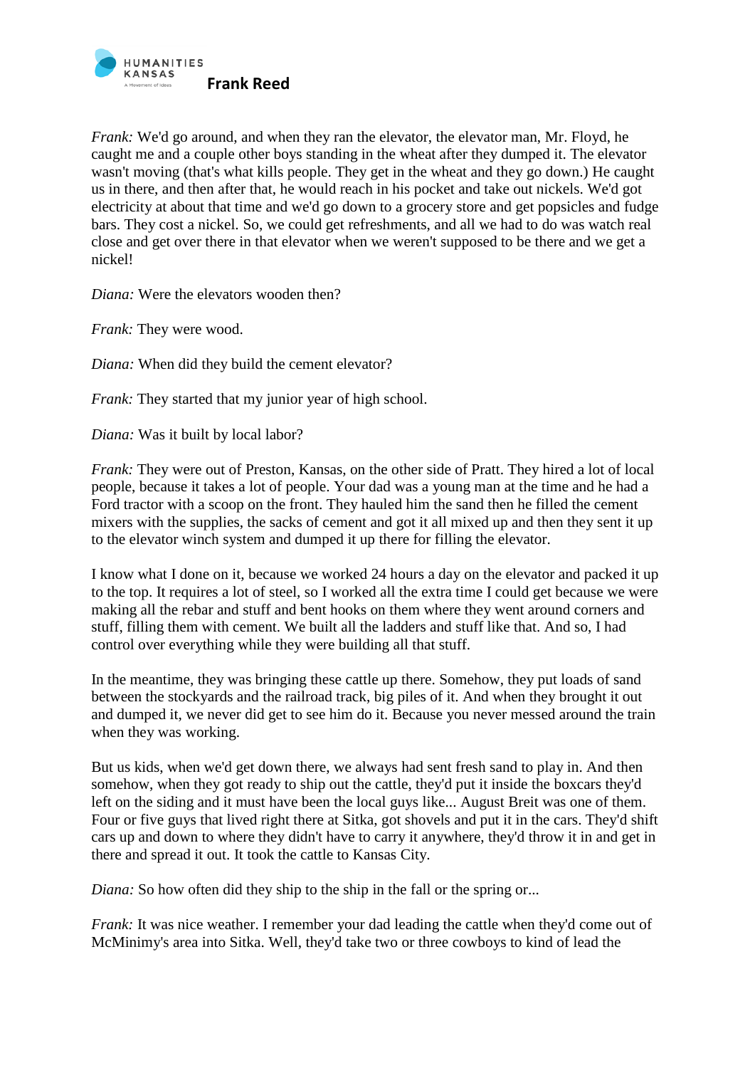*Frank:* We'd go around, and when they ran the elevator, the elevator man, Mr. Floyd, he caught me and a couple other boys standing in the wheat after they dumped it. The elevator wasn't moving (that's what kills people. They get in the wheat and they go down.) He caught us in there, and then after that, he would reach in his pocket and take out nickels. We'd got electricity at about that time and we'd go down to a grocery store and get popsicles and fudge bars. They cost a nickel. So, we could get refreshments, and all we had to do was watch real close and get over there in that elevator when we weren't supposed to be there and we get a nickel!

*Diana:* Were the elevators wooden then?

*Frank:* They were wood.

*Diana:* When did they build the cement elevator?

*Frank:* They started that my junior year of high school.

*Diana:* Was it built by local labor?

*Frank:* They were out of Preston, Kansas, on the other side of Pratt. They hired a lot of local people, because it takes a lot of people. Your dad was a young man at the time and he had a Ford tractor with a scoop on the front. They hauled him the sand then he filled the cement mixers with the supplies, the sacks of cement and got it all mixed up and then they sent it up to the elevator winch system and dumped it up there for filling the elevator.

I know what I done on it, because we worked 24 hours a day on the elevator and packed it up to the top. It requires a lot of steel, so I worked all the extra time I could get because we were making all the rebar and stuff and bent hooks on them where they went around corners and stuff, filling them with cement. We built all the ladders and stuff like that. And so, I had control over everything while they were building all that stuff.

In the meantime, they was bringing these cattle up there. Somehow, they put loads of sand between the stockyards and the railroad track, big piles of it. And when they brought it out and dumped it, we never did get to see him do it. Because you never messed around the train when they was working.

But us kids, when we'd get down there, we always had sent fresh sand to play in. And then somehow, when they got ready to ship out the cattle, they'd put it inside the boxcars they'd left on the siding and it must have been the local guys like... August Breit was one of them. Four or five guys that lived right there at Sitka, got shovels and put it in the cars. They'd shift cars up and down to where they didn't have to carry it anywhere, they'd throw it in and get in there and spread it out. It took the cattle to Kansas City.

*Diana:* So how often did they ship to the ship in the fall or the spring or...

*Frank:* It was nice weather. I remember your dad leading the cattle when they'd come out of McMinimy's area into Sitka. Well, they'd take two or three cowboys to kind of lead the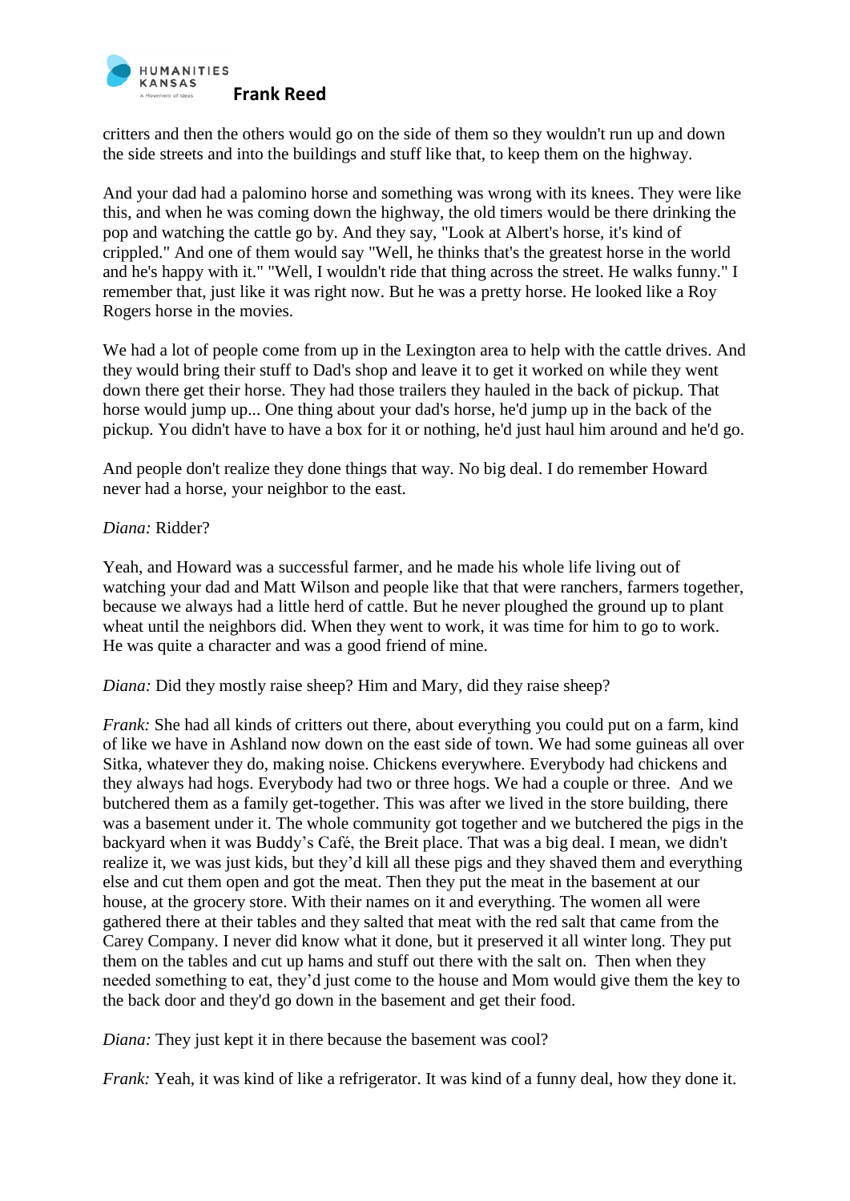critters and then the others would go on the side of them so they wouldn't run up and down the side streets and into the buildings and stuff like that, to keep them on the highway.

And your dad had a palomino horse and something was wrong with its knees. They were like this, and when he was coming down the highway, the old timers would be there drinking the pop and watching the cattle go by. And they say, "Look at Albert's horse, it's kind of crippled." And one of them would say "Well, he thinks that's the greatest horse in the world and he's happy with it." "Well, I wouldn't ride that thing across the street. He walks funny." I remember that, just like it was right now. But he was a pretty horse. He looked like a Roy Rogers horse in the movies.

We had a lot of people come from up in the Lexington area to help with the cattle drives. And they would bring their stuff to Dad's shop and leave it to get it worked on while they went down there get their horse. They had those trailers they hauled in the back of pickup. That horse would jump up... One thing about your dad's horse, he'd jump up in the back of the pickup. You didn't have to have a box for it or nothing, he'd just haul him around and he'd go.

And people don't realize they done things that way. No big deal. I do remember Howard never had a horse, your neighbor to the east.

*Diana:* Ridder?

Yeah, and Howard was a successful farmer, and he made his whole life living out of watching your dad and Matt Wilson and people like that that were ranchers, farmers together, because we always had a little herd of cattle. But he never ploughed the ground up to plant wheat until the neighbors did. When they went to work, it was time for him to go to work. He was quite a character and was a good friend of mine.

*Diana:* Did they mostly raise sheep? Him and Mary, did they raise sheep?

*Frank:* She had all kinds of critters out there, about everything you could put on a farm, kind of like we have in Ashland now down on the east side of town. We had some guineas all over Sitka, whatever they do, making noise. Chickens everywhere. Everybody had chickens and they always had hogs. Everybody had two or three hogs. We had a couple or three. And we butchered them as a family get-together. This was after we lived in the store building, there was a basement under it. The whole community got together and we butchered the pigs in the backyard when it was Buddy's Café, the Breit place. That was a big deal. I mean, we didn't realize it, we was just kids, but they'd kill all these pigs and they shaved them and everything else and cut them open and got the meat. Then they put the meat in the basement at our house, at the grocery store. With their names on it and everything. The women all were gathered there at their tables and they salted that meat with the red salt that came from the Carey Company. I never did know what it done, but it preserved it all winter long. They put them on the tables and cut up hams and stuff out there with the salt on. Then when they needed something to eat, they'd just come to the house and Mom would give them the key to the back door and they'd go down in the basement and get their food.

*Diana:* They just kept it in there because the basement was cool?

*Frank:* Yeah, it was kind of like a refrigerator. It was kind of a funny deal, how they done it.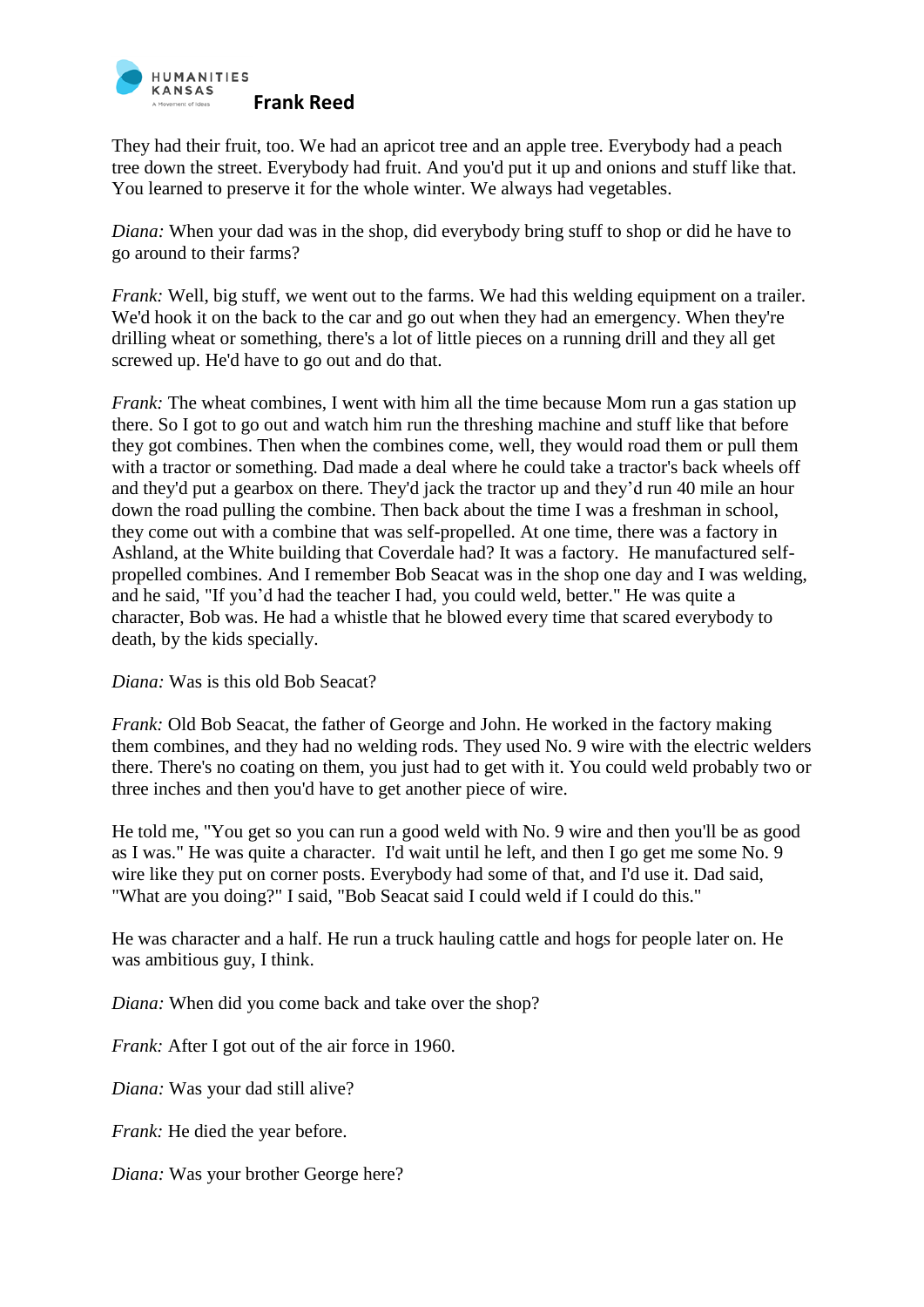They had their fruit, too. We had an apricot tree and an apple tree. Everybody had a peach tree down the street. Everybody had fruit. And you'd put it up and onions and stuff like that. You learned to preserve it for the whole winter. We always had vegetables.

*Diana:* When your dad was in the shop, did everybody bring stuff to shop or did he have to go around to their farms?

*Frank:* Well, big stuff, we went out to the farms. We had this welding equipment on a trailer. We'd hook it on the back to the car and go out when they had an emergency. When they're drilling wheat or something, there's a lot of little pieces on a running drill and they all get screwed up. He'd have to go out and do that.

*Frank:* The wheat combines, I went with him all the time because Mom run a gas station up there. So I got to go out and watch him run the threshing machine and stuff like that before they got combines. Then when the combines come, well, they would road them or pull them with a tractor or something. Dad made a deal where he could take a tractor's back wheels off and they'd put a gearbox on there. They'd jack the tractor up and they'd run 40 mile an hour down the road pulling the combine. Then back about the time I was a freshman in school, they come out with a combine that was self-propelled. At one time, there was a factory in Ashland, at the White building that Coverdale had? It was a factory. He manufactured self-propelled combines. And I remember Bob Seacat was in the shop one day and I was welding, and he said, "If you'd had the teacher I had, you could weld, better." He was quite a character, Bob was. He had a whistle that he blowed every time that scared everybody to death, by the kids specially.

*Diana:* Was is this old Bob Seacat?

*Frank:* Old Bob Seacat, the father of George and John. He worked in the factory making them combines, and they had no welding rods. They used No. 9 wire with the electric welders there. There's no coating on them, you just had to get with it. You could weld probably two or three inches and then you'd have to get another piece of wire.

He told me, "You get so you can run a good weld with No. 9 wire and then you'll be as good as I was." He was quite a character. I'd wait until he left, and then I go get me some No. 9 wire like they put on corner posts. Everybody had some of that, and I'd use it. Dad said, "What are you doing?" I said, "Bob Seacat said I could weld if I could do this."

He was character and a half. He run a truck hauling cattle and hogs for people later on. He was ambitious guy, I think.

*Diana:* When did you come back and take over the shop?

*Frank:* After I got out of the air force in 1960.

*Diana:* Was your dad still alive?

*Frank:* He died the year before.

*Diana:* Was your brother George here?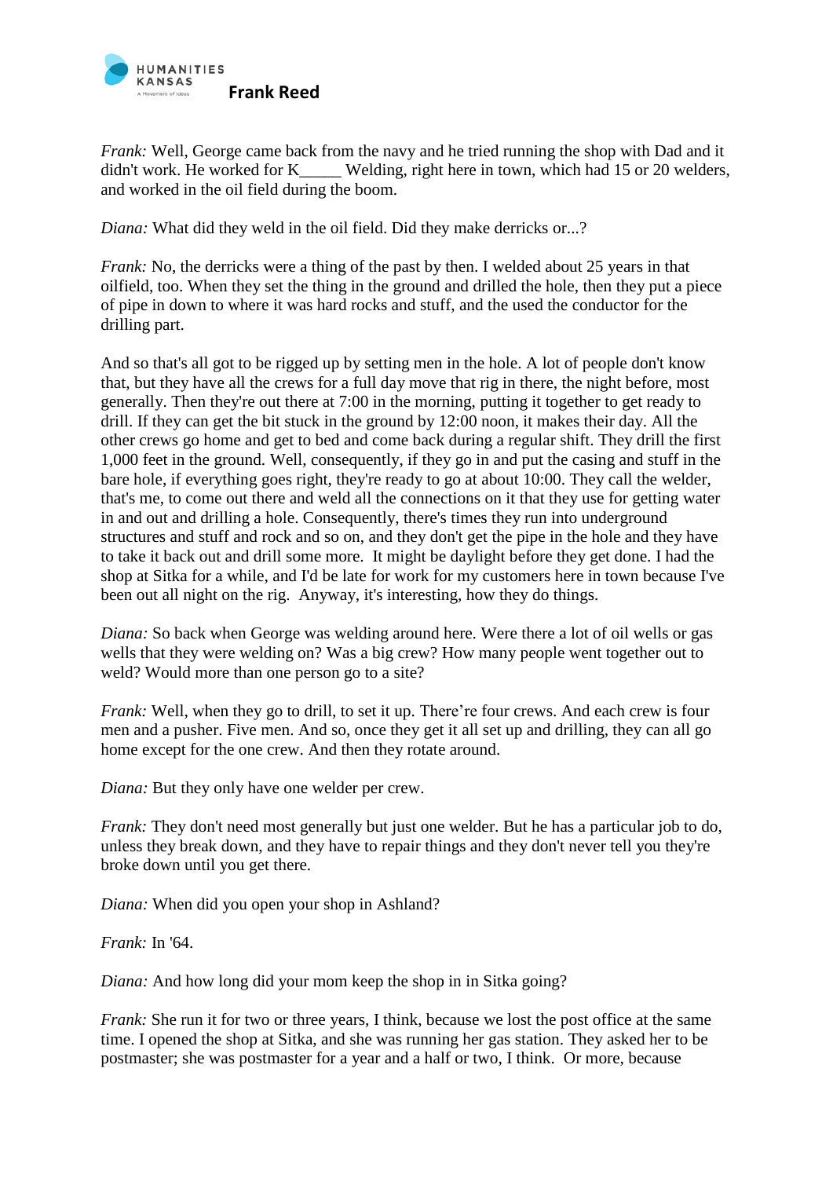*Frank:* Well, George came back from the navy and he tried running the shop with Dad and it didn't work. He worked for K_____ Welding, right here in town, which had 15 or 20 welders, and worked in the oil field during the boom.

*Diana:* What did they weld in the oil field. Did they make derricks or...?

*Frank:* No, the derricks were a thing of the past by then. I welded about 25 years in that oilfield, too. When they set the thing in the ground and drilled the hole, then they put a piece of pipe in down to where it was hard rocks and stuff, and the used the conductor for the drilling part.

And so that's all got to be rigged up by setting men in the hole. A lot of people don't know that, but they have all the crews for a full day move that rig in there, the night before, most generally. Then they're out there at 7:00 in the morning, putting it together to get ready to drill. If they can get the bit stuck in the ground by 12:00 noon, it makes their day. All the other crews go home and get to bed and come back during a regular shift. They drill the first 1,000 feet in the ground. Well, consequently, if they go in and put the casing and stuff in the bare hole, if everything goes right, they're ready to go at about 10:00. They call the welder, that's me, to come out there and weld all the connections on it that they use for getting water in and out and drilling a hole. Consequently, there's times they run into underground structures and stuff and rock and so on, and they don't get the pipe in the hole and they have to take it back out and drill some more. It might be daylight before they get done. I had the shop at Sitka for a while, and I'd be late for work for my customers here in town because I've been out all night on the rig. Anyway, it's interesting, how they do things.

*Diana:* So back when George was welding around here. Were there a lot of oil wells or gas wells that they were welding on? Was a big crew? How many people went together out to weld? Would more than one person go to a site?

*Frank:* Well, when they go to drill, to set it up. There're four crews. And each crew is four men and a pusher. Five men. And so, once they get it all set up and drilling, they can all go home except for the one crew. And then they rotate around.

*Diana:* But they only have one welder per crew.

*Frank:* They don't need most generally but just one welder. But he has a particular job to do, unless they break down, and they have to repair things and they don't never tell you they're broke down until you get there.

*Diana:* When did you open your shop in Ashland?

*Frank:* In '64.

*Diana:* And how long did your mom keep the shop in in Sitka going?

*Frank:* She run it for two or three years, I think, because we lost the post office at the same time. I opened the shop at Sitka, and she was running her gas station. They asked her to be postmaster; she was postmaster for a year and a half or two, I think. Or more, because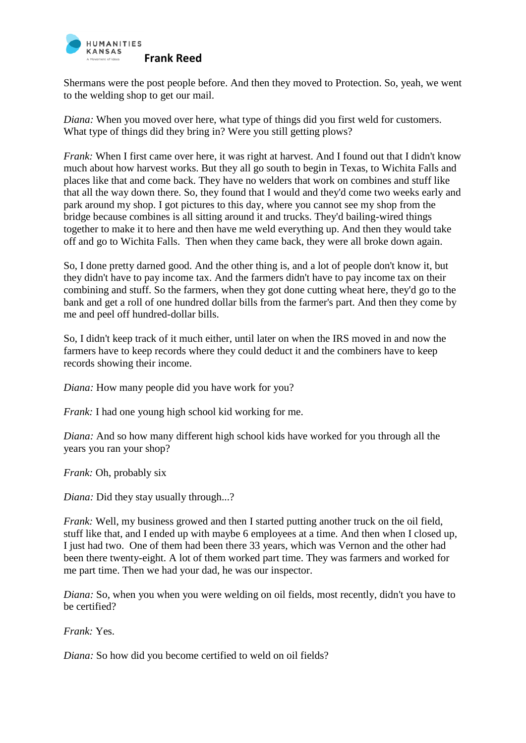Shermans were the post people before. And then they moved to Protection. So, yeah, we went to the welding shop to get our mail.

*Diana:* When you moved over here, what type of things did you first weld for customers. What type of things did they bring in? Were you still getting plows?

*Frank:* When I first came over here, it was right at harvest. And I found out that I didn't know much about how harvest works. But they all go south to begin in Texas, to Wichita Falls and places like that and come back. They have no welders that work on combines and stuff like that all the way down there. So, they found that I would and they'd come two weeks early and park around my shop. I got pictures to this day, where you cannot see my shop from the bridge because combines is all sitting around it and trucks. They'd bailing-wired things together to make it to here and then have me weld everything up. And then they would take off and go to Wichita Falls. Then when they came back, they were all broke down again.

So, I done pretty darned good. And the other thing is, and a lot of people don't know it, but they didn't have to pay income tax. And the farmers didn't have to pay income tax on their combining and stuff. So the farmers, when they got done cutting wheat here, they'd go to the bank and get a roll of one hundred dollar bills from the farmer's part. And then they come by me and peel off hundred-dollar bills.

So, I didn't keep track of it much either, until later on when the IRS moved in and now the farmers have to keep records where they could deduct it and the combiners have to keep records showing their income.

*Diana:* How many people did you have work for you?

*Frank:* I had one young high school kid working for me.

*Diana:* And so how many different high school kids have worked for you through all the years you ran your shop?

*Frank:* Oh, probably six

*Diana:* Did they stay usually through...?

*Frank:* Well, my business growed and then I started putting another truck on the oil field, stuff like that, and I ended up with maybe 6 employees at a time. And then when I closed up, I just had two. One of them had been there 33 years, which was Vernon and the other had been there twenty-eight. A lot of them worked part time. They was farmers and worked for me part time. Then we had your dad, he was our inspector.

*Diana:* So, when you when you were welding on oil fields, most recently, didn't you have to be certified?

*Frank:* Yes.

*Diana:* So how did you become certified to weld on oil fields?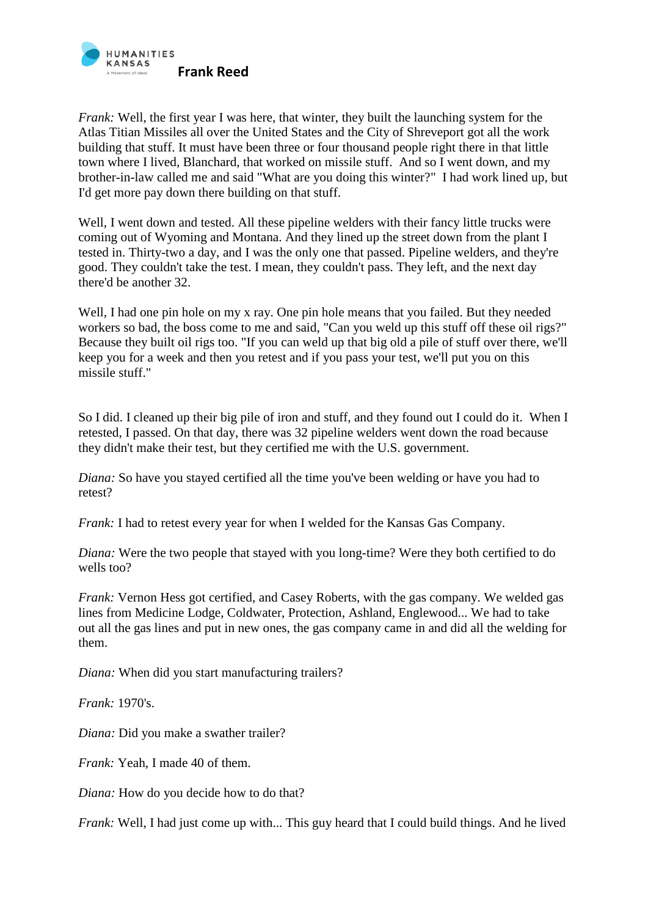*Frank:* Well, the first year I was here, that winter, they built the launching system for the Atlas Titian Missiles all over the United States and the City of Shreveport got all the work building that stuff. It must have been three or four thousand people right there in that little town where I lived, Blanchard, that worked on missile stuff. And so I went down, and my brother-in-law called me and said "What are you doing this winter?" I had work lined up, but I'd get more pay down there building on that stuff.

Well, I went down and tested. All these pipeline welders with their fancy little trucks were coming out of Wyoming and Montana. And they lined up the street down from the plant I tested in. Thirty-two a day, and I was the only one that passed. Pipeline welders, and they're good. They couldn't take the test. I mean, they couldn't pass. They left, and the next day there'd be another 32.

Well, I had one pin hole on my x ray. One pin hole means that you failed. But they needed workers so bad, the boss come to me and said, "Can you weld up this stuff off these oil rigs?" Because they built oil rigs too. "If you can weld up that big old a pile of stuff over there, we'll keep you for a week and then you retest and if you pass your test, we'll put you on this missile stuff."

So I did. I cleaned up their big pile of iron and stuff, and they found out I could do it. When I retested, I passed. On that day, there was 32 pipeline welders went down the road because they didn't make their test, but they certified me with the U.S. government.

*Diana:* So have you stayed certified all the time you've been welding or have you had to retest?

*Frank:* I had to retest every year for when I welded for the Kansas Gas Company.

*Diana:* Were the two people that stayed with you long-time? Were they both certified to do wells too?

*Frank:* Vernon Hess got certified, and Casey Roberts, with the gas company. We welded gas lines from Medicine Lodge, Coldwater, Protection, Ashland, Englewood... We had to take out all the gas lines and put in new ones, the gas company came in and did all the welding for them.

*Diana:* When did you start manufacturing trailers?

*Frank:* 1970's.

*Diana:* Did you make a swather trailer?

*Frank:* Yeah, I made 40 of them.

*Diana:* How do you decide how to do that?

*Frank:* Well, I had just come up with... This guy heard that I could build things. And he lived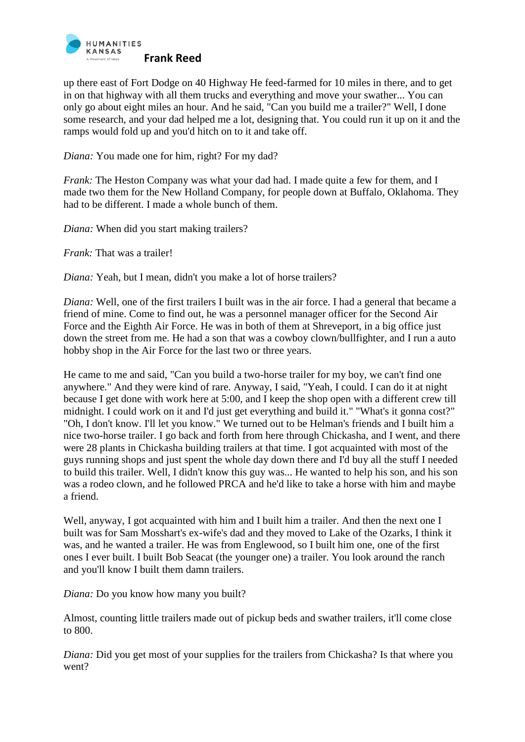up there east of Fort Dodge on 40 Highway He feed-farmed for 10 miles in there, and to get in on that highway with all them trucks and everything and move your swather... You can only go about eight miles an hour. And he said, "Can you build me a trailer?" Well, I done some research, and your dad helped me a lot, designing that. You could run it up on it and the ramps would fold up and you'd hitch on to it and take off.

*Diana:* You made one for him, right? For my dad?

*Frank:* The Heston Company was what your dad had. I made quite a few for them, and I made two them for the New Holland Company, for people down at Buffalo, Oklahoma. They had to be different. I made a whole bunch of them.

*Diana:* When did you start making trailers?

*Frank:* That was a trailer!

*Diana:* Yeah, but I mean, didn't you make a lot of horse trailers?

*Diana:* Well, one of the first trailers I built was in the air force. I had a general that became a friend of mine. Come to find out, he was a personnel manager officer for the Second Air Force and the Eighth Air Force. He was in both of them at Shreveport, in a big office just down the street from me. He had a son that was a cowboy clown/bullfighter, and I run a auto hobby shop in the Air Force for the last two or three years.

He came to me and said, "Can you build a two-horse trailer for my boy, we can't find one anywhere." And they were kind of rare. Anyway, I said, "Yeah, I could. I can do it at night because I get done with work here at 5:00, and I keep the shop open with a different crew till midnight. I could work on it and I'd just get everything and build it." "What's it gonna cost?" "Oh, I don't know. I'll let you know." We turned out to be Helman's friends and I built him a nice two-horse trailer. I go back and forth from here through Chickasha, and I went, and there were 28 plants in Chickasha building trailers at that time. I got acquainted with most of the guys running shops and just spent the whole day down there and I'd buy all the stuff I needed to build this trailer. Well, I didn't know this guy was... He wanted to help his son, and his son was a rodeo clown, and he followed PRCA and he'd like to take a horse with him and maybe a friend.

Well, anyway, I got acquainted with him and I built him a trailer. And then the next one I built was for Sam Mosshart's ex-wife's dad and they moved to Lake of the Ozarks, I think it was, and he wanted a trailer. He was from Englewood, so I built him one, one of the first ones I ever built. I built Bob Seacat (the younger one) a trailer. You look around the ranch and you'll know I built them damn trailers.

*Diana:* Do you know how many you built?

Almost, counting little trailers made out of pickup beds and swather trailers, it'll come close to 800.

*Diana:* Did you get most of your supplies for the trailers from Chickasha? Is that where you went?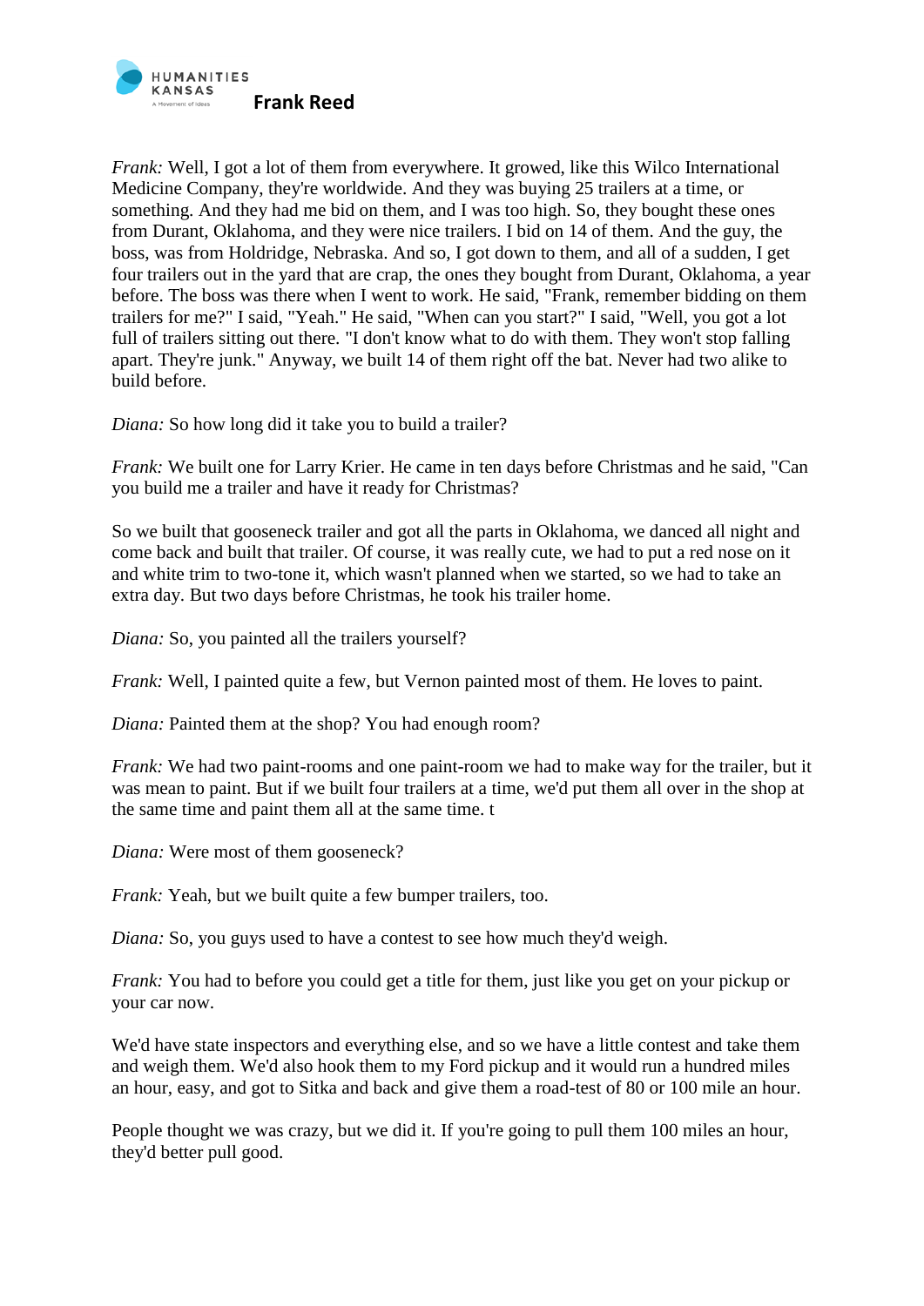*Frank:* Well, I got a lot of them from everywhere. It growed, like this Wilco International Medicine Company, they're worldwide. And they was buying 25 trailers at a time, or something. And they had me bid on them, and I was too high. So, they bought these ones from Durant, Oklahoma, and they were nice trailers. I bid on 14 of them. And the guy, the boss, was from Holdridge, Nebraska. And so, I got down to them, and all of a sudden, I get four trailers out in the yard that are crap, the ones they bought from Durant, Oklahoma, a year before. The boss was there when I went to work. He said, "Frank, remember bidding on them trailers for me?" I said, "Yeah." He said, "When can you start?" I said, "Well, you got a lot full of trailers sitting out there. "I don't know what to do with them. They won't stop falling apart. They're junk." Anyway, we built 14 of them right off the bat. Never had two alike to build before.

*Diana:* So how long did it take you to build a trailer?

*Frank:* We built one for Larry Krier. He came in ten days before Christmas and he said, "Can you build me a trailer and have it ready for Christmas?

So we built that gooseneck trailer and got all the parts in Oklahoma, we danced all night and come back and built that trailer. Of course, it was really cute, we had to put a red nose on it and white trim to two-tone it, which wasn't planned when we started, so we had to take an extra day. But two days before Christmas, he took his trailer home.

*Diana:* So, you painted all the trailers yourself?

*Frank:* Well, I painted quite a few, but Vernon painted most of them. He loves to paint.

*Diana:* Painted them at the shop? You had enough room?

*Frank:* We had two paint-rooms and one paint-room we had to make way for the trailer, but it was mean to paint. But if we built four trailers at a time, we'd put them all over in the shop at the same time and paint them all at the same time. t

*Diana:* Were most of them gooseneck?

*Frank:* Yeah, but we built quite a few bumper trailers, too.

*Diana:* So, you guys used to have a contest to see how much they'd weigh.

*Frank:* You had to before you could get a title for them, just like you get on your pickup or your car now.

We'd have state inspectors and everything else, and so we have a little contest and take them and weigh them. We'd also hook them to my Ford pickup and it would run a hundred miles an hour, easy, and got to Sitka and back and give them a road-test of 80 or 100 mile an hour.

People thought we was crazy, but we did it. If you're going to pull them 100 miles an hour, they'd better pull good.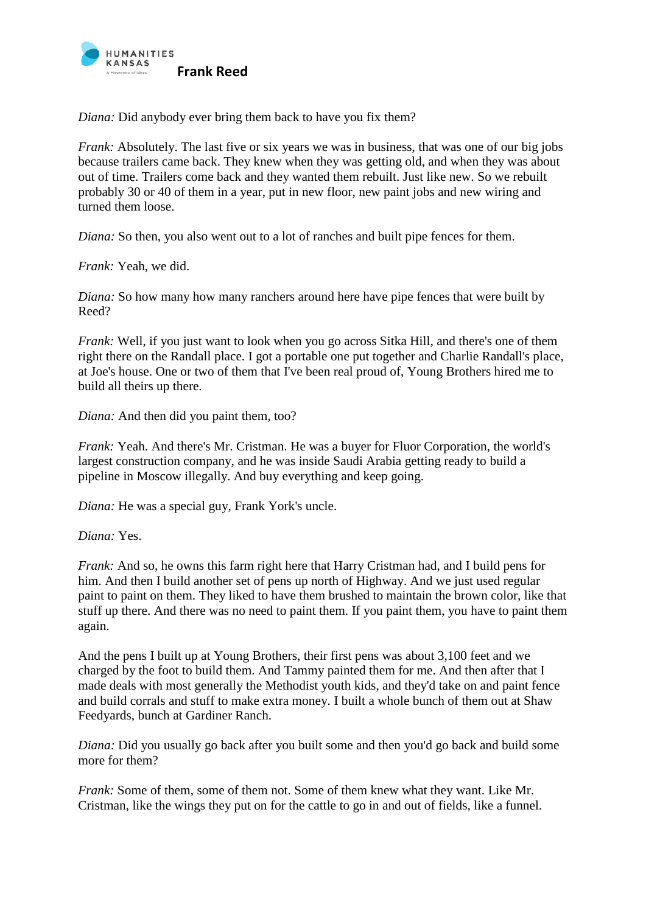*Diana:* Did anybody ever bring them back to have you fix them?

*Frank:* Absolutely. The last five or six years we was in business, that was one of our big jobs because trailers came back. They knew when they was getting old, and when they was about out of time. Trailers come back and they wanted them rebuilt. Just like new. So we rebuilt probably 30 or 40 of them in a year, put in new floor, new paint jobs and new wiring and turned them loose.

*Diana:* So then, you also went out to a lot of ranches and built pipe fences for them.

*Frank:* Yeah, we did.

*Diana:* So how many how many ranchers around here have pipe fences that were built by Reed?

*Frank:* Well, if you just want to look when you go across Sitka Hill, and there's one of them right there on the Randall place. I got a portable one put together and Charlie Randall's place, at Joe's house. One or two of them that I've been real proud of, Young Brothers hired me to build all theirs up there.

*Diana:* And then did you paint them, too?

*Frank:* Yeah. And there's Mr. Cristman. He was a buyer for Fluor Corporation, the world's largest construction company, and he was inside Saudi Arabia getting ready to build a pipeline in Moscow illegally. And buy everything and keep going.

*Diana:* He was a special guy, Frank York's uncle.

*Diana:* Yes.

*Frank:* And so, he owns this farm right here that Harry Cristman had, and I build pens for him. And then I build another set of pens up north of Highway. And we just used regular paint to paint on them. They liked to have them brushed to maintain the brown color, like that stuff up there. And there was no need to paint them. If you paint them, you have to paint them again.

And the pens I built up at Young Brothers, their first pens was about 3,100 feet and we charged by the foot to build them. And Tammy painted them for me. And then after that I made deals with most generally the Methodist youth kids, and they'd take on and paint fence and build corrals and stuff to make extra money. I built a whole bunch of them out at Shaw Feedyards, bunch at Gardiner Ranch.

*Diana:* Did you usually go back after you built some and then you'd go back and build some more for them?

*Frank:* Some of them, some of them not. Some of them knew what they want. Like Mr. Cristman, like the wings they put on for the cattle to go in and out of fields, like a funnel.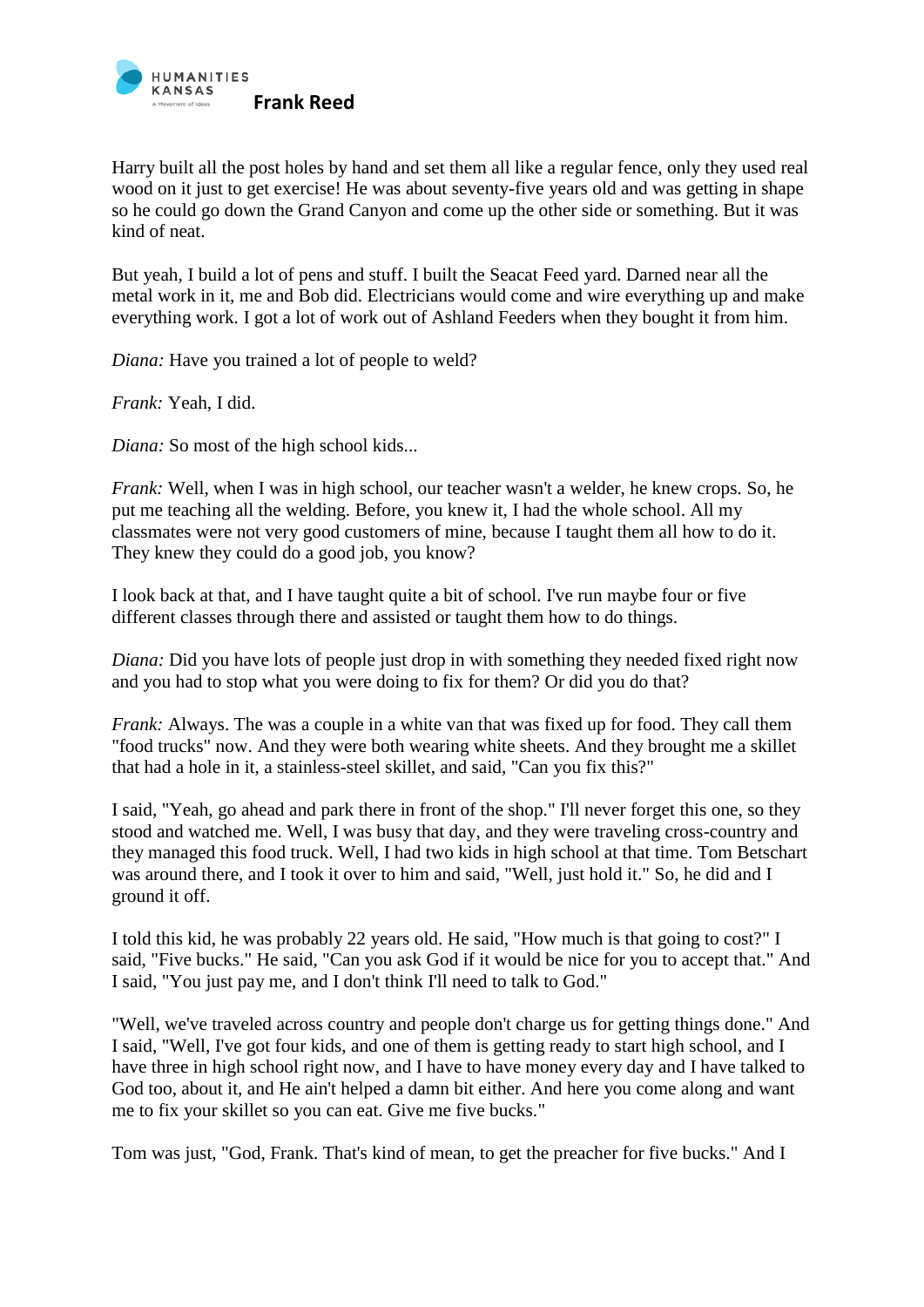Harry built all the post holes by hand and set them all like a regular fence, only they used real wood on it just to get exercise! He was about seventy-five years old and was getting in shape so he could go down the Grand Canyon and come up the other side or something. But it was kind of neat.

But yeah, I build a lot of pens and stuff. I built the Seacat Feed yard. Darned near all the metal work in it, me and Bob did. Electricians would come and wire everything up and make everything work. I got a lot of work out of Ashland Feeders when they bought it from him.

*Diana:* Have you trained a lot of people to weld?

*Frank:* Yeah, I did.

*Diana:* So most of the high school kids...

*Frank:* Well, when I was in high school, our teacher wasn't a welder, he knew crops. So, he put me teaching all the welding. Before, you knew it, I had the whole school. All my classmates were not very good customers of mine, because I taught them all how to do it. They knew they could do a good job, you know?

I look back at that, and I have taught quite a bit of school. I've run maybe four or five different classes through there and assisted or taught them how to do things.

*Diana:* Did you have lots of people just drop in with something they needed fixed right now and you had to stop what you were doing to fix for them? Or did you do that?

*Frank:* Always. The was a couple in a white van that was fixed up for food. They call them "food trucks" now. And they were both wearing white sheets. And they brought me a skillet that had a hole in it, a stainless-steel skillet, and said, "Can you fix this?"

I said, "Yeah, go ahead and park there in front of the shop." I'll never forget this one, so they stood and watched me. Well, I was busy that day, and they were traveling cross-country and they managed this food truck. Well, I had two kids in high school at that time. Tom Betschart was around there, and I took it over to him and said, "Well, just hold it." So, he did and I ground it off.

I told this kid, he was probably 22 years old. He said, "How much is that going to cost?" I said, "Five bucks." He said, "Can you ask God if it would be nice for you to accept that." And I said, "You just pay me, and I don't think I'll need to talk to God."

"Well, we've traveled across country and people don't charge us for getting things done." And I said, "Well, I've got four kids, and one of them is getting ready to start high school, and I have three in high school right now, and I have to have money every day and I have talked to God too, about it, and He ain't helped a damn bit either. And here you come along and want me to fix your skillet so you can eat. Give me five bucks."

Tom was just, "God, Frank. That's kind of mean, to get the preacher for five bucks." And I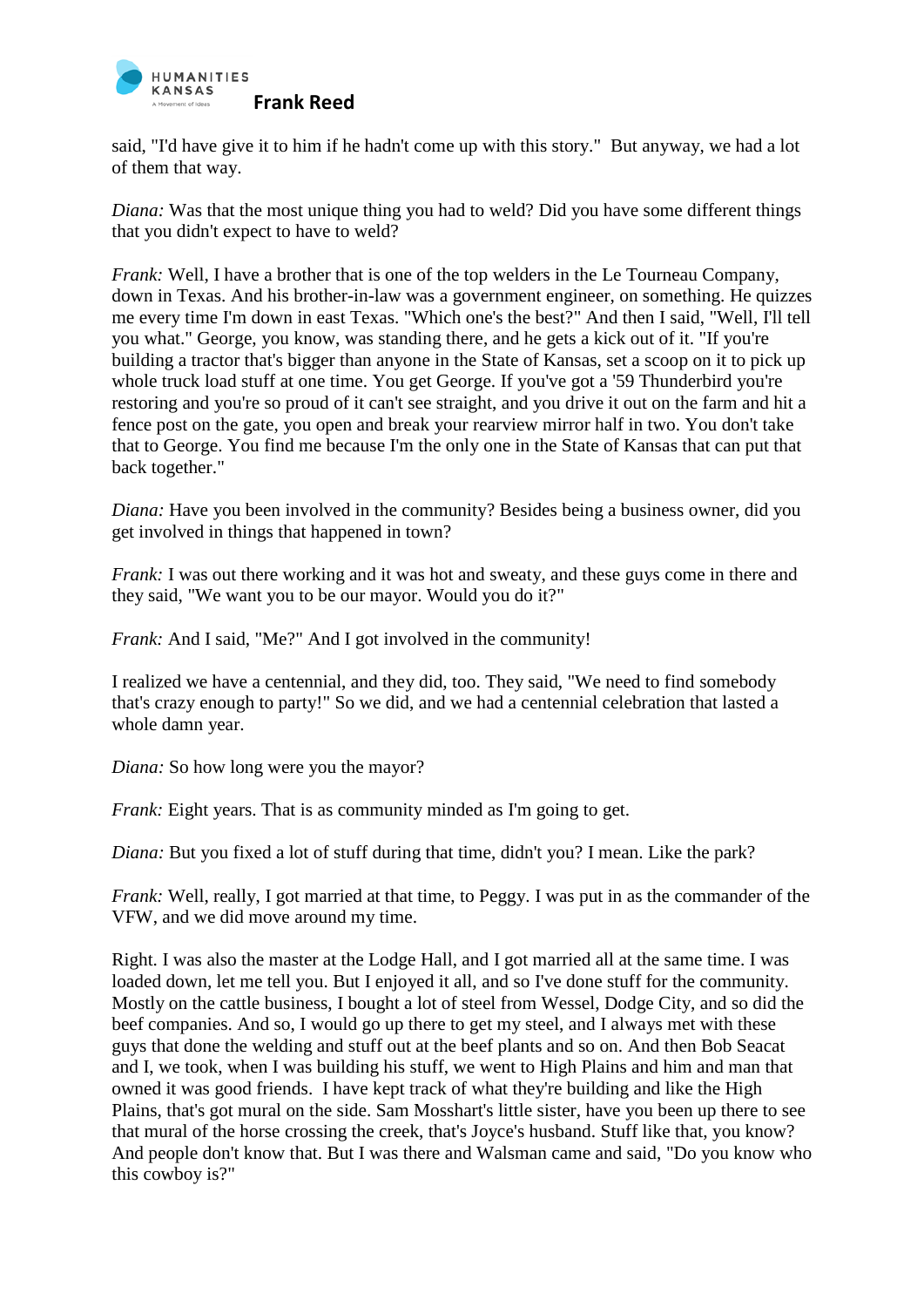said, "I'd have give it to him if he hadn't come up with this story." But anyway, we had a lot of them that way.

*Diana:* Was that the most unique thing you had to weld? Did you have some different things that you didn't expect to have to weld?

*Frank:* Well, I have a brother that is one of the top welders in the Le Tourneau Company, down in Texas. And his brother-in-law was a government engineer, on something. He quizzes me every time I'm down in east Texas. "Which one's the best?" And then I said, "Well, I'll tell you what." George, you know, was standing there, and he gets a kick out of it. "If you're building a tractor that's bigger than anyone in the State of Kansas, set a scoop on it to pick up whole truck load stuff at one time. You get George. If you've got a '59 Thunderbird you're restoring and you're so proud of it can't see straight, and you drive it out on the farm and hit a fence post on the gate, you open and break your rearview mirror half in two. You don't take that to George. You find me because I'm the only one in the State of Kansas that can put that back together."

*Diana:* Have you been involved in the community? Besides being a business owner, did you get involved in things that happened in town?

*Frank:* I was out there working and it was hot and sweaty, and these guys come in there and they said, "We want you to be our mayor. Would you do it?"

*Frank:* And I said, "Me?" And I got involved in the community!

I realized we have a centennial, and they did, too. They said, "We need to find somebody that's crazy enough to party!" So we did, and we had a centennial celebration that lasted a whole damn year.

*Diana:* So how long were you the mayor?

*Frank:* Eight years. That is as community minded as I'm going to get.

*Diana:* But you fixed a lot of stuff during that time, didn't you? I mean. Like the park?

*Frank:* Well, really, I got married at that time, to Peggy. I was put in as the commander of the VFW, and we did move around my time.

Right. I was also the master at the Lodge Hall, and I got married all at the same time. I was loaded down, let me tell you. But I enjoyed it all, and so I've done stuff for the community. Mostly on the cattle business, I bought a lot of steel from Wessel, Dodge City, and so did the beef companies. And so, I would go up there to get my steel, and I always met with these guys that done the welding and stuff out at the beef plants and so on. And then Bob Seacat and I, we took, when I was building his stuff, we went to High Plains and him and man that owned it was good friends. I have kept track of what they're building and like the High Plains, that's got mural on the side. Sam Mosshart's little sister, have you been up there to see that mural of the horse crossing the creek, that's Joyce's husband. Stuff like that, you know? And people don't know that. But I was there and Walsman came and said, "Do you know who this cowboy is?"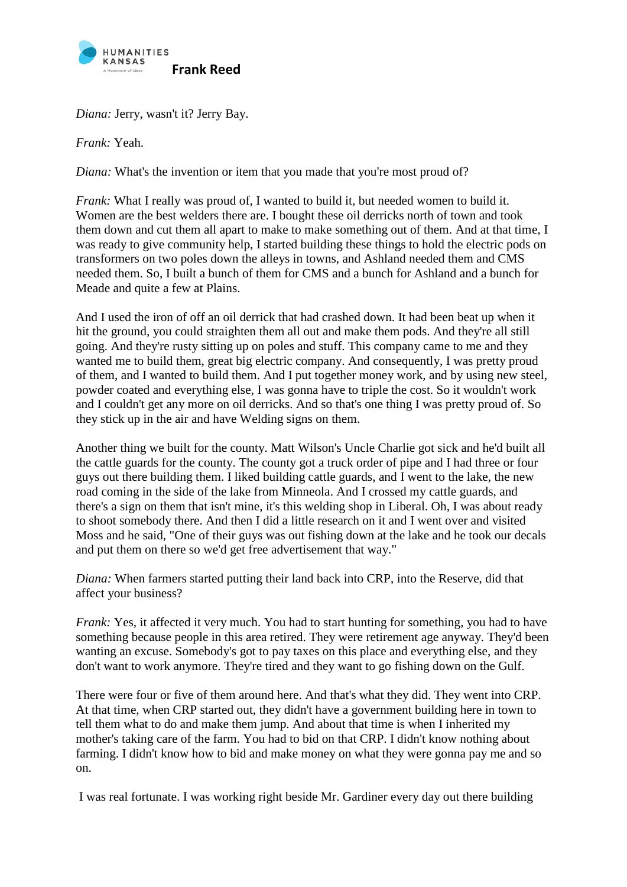*Diana:* Jerry, wasn't it? Jerry Bay.

*Frank:* Yeah.

*Diana:* What's the invention or item that you made that you're most proud of?

*Frank:* What I really was proud of, I wanted to build it, but needed women to build it. Women are the best welders there are. I bought these oil derricks north of town and took them down and cut them all apart to make to make something out of them. And at that time, I was ready to give community help, I started building these things to hold the electric pods on transformers on two poles down the alleys in towns, and Ashland needed them and CMS needed them. So, I built a bunch of them for CMS and a bunch for Ashland and a bunch for Meade and quite a few at Plains.

And I used the iron of off an oil derrick that had crashed down. It had been beat up when it hit the ground, you could straighten them all out and make them pods. And they're all still going. And they're rusty sitting up on poles and stuff. This company came to me and they wanted me to build them, great big electric company. And consequently, I was pretty proud of them, and I wanted to build them. And I put together money work, and by using new steel, powder coated and everything else, I was gonna have to triple the cost. So it wouldn't work and I couldn't get any more on oil derricks. And so that's one thing I was pretty proud of. So they stick up in the air and have Welding signs on them.

Another thing we built for the county. Matt Wilson's Uncle Charlie got sick and he'd built all the cattle guards for the county. The county got a truck order of pipe and I had three or four guys out there building them. I liked building cattle guards, and I went to the lake, the new road coming in the side of the lake from Minneola. And I crossed my cattle guards, and there's a sign on them that isn't mine, it's this welding shop in Liberal. Oh, I was about ready to shoot somebody there. And then I did a little research on it and I went over and visited Moss and he said, "One of their guys was out fishing down at the lake and he took our decals and put them on there so we'd get free advertisement that way."

*Diana:* When farmers started putting their land back into CRP, into the Reserve, did that affect your business?

*Frank:* Yes, it affected it very much. You had to start hunting for something, you had to have something because people in this area retired. They were retirement age anyway. They'd been wanting an excuse. Somebody's got to pay taxes on this place and everything else, and they don't want to work anymore. They're tired and they want to go fishing down on the Gulf.

There were four or five of them around here. And that's what they did. They went into CRP. At that time, when CRP started out, they didn't have a government building here in town to tell them what to do and make them jump. And about that time is when I inherited my mother's taking care of the farm. You had to bid on that CRP. I didn't know nothing about farming. I didn't know how to bid and make money on what they were gonna pay me and so on.

I was real fortunate. I was working right beside Mr. Gardiner every day out there building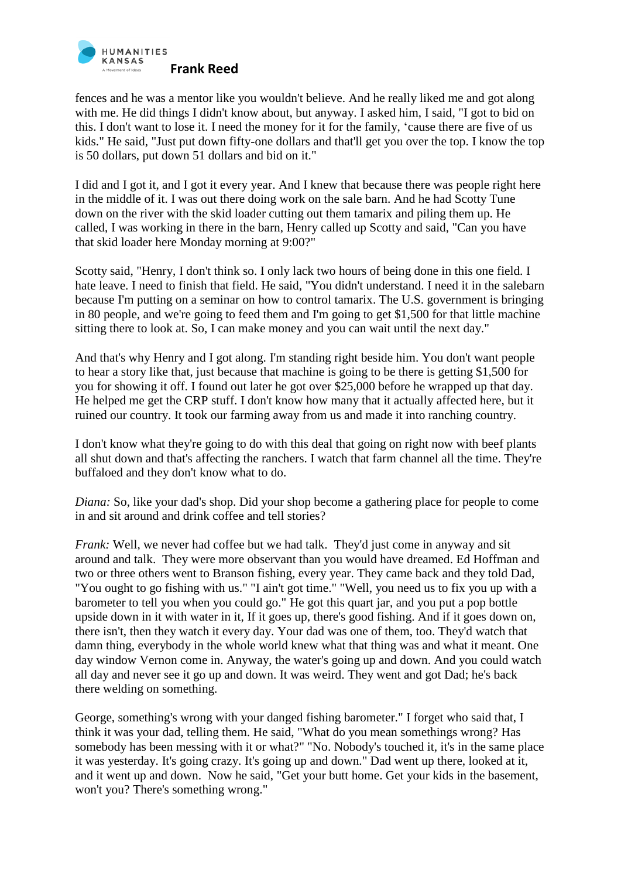fences and he was a mentor like you wouldn't believe. And he really liked me and got along with me. He did things I didn't know about, but anyway. I asked him, I said, "I got to bid on this. I don't want to lose it. I need the money for it for the family, 'cause there are five of us kids." He said, "Just put down fifty-one dollars and that'll get you over the top. I know the top is 50 dollars, put down 51 dollars and bid on it."

I did and I got it, and I got it every year. And I knew that because there was people right here in the middle of it. I was out there doing work on the sale barn. And he had Scotty Tune down on the river with the skid loader cutting out them tamarix and piling them up. He called, I was working in there in the barn, Henry called up Scotty and said, "Can you have that skid loader here Monday morning at 9:00?"

Scotty said, "Henry, I don't think so. I only lack two hours of being done in this one field. I hate leave. I need to finish that field. He said, "You didn't understand. I need it in the salebarn because I'm putting on a seminar on how to control tamarix. The U.S. government is bringing in 80 people, and we're going to feed them and I'm going to get $1,500 for that little machine sitting there to look at. So, I can make money and you can wait until the next day."

And that's why Henry and I got along. I'm standing right beside him. You don't want people to hear a story like that, just because that machine is going to be there is getting $1,500 for you for showing it off. I found out later he got over $25,000 before he wrapped up that day. He helped me get the CRP stuff. I don't know how many that it actually affected here, but it ruined our country. It took our farming away from us and made it into ranching country.

I don't know what they're going to do with this deal that going on right now with beef plants all shut down and that's affecting the ranchers. I watch that farm channel all the time. They're buffaloed and they don't know what to do.

*Diana:* So, like your dad's shop. Did your shop become a gathering place for people to come in and sit around and drink coffee and tell stories?

*Frank:* Well, we never had coffee but we had talk. They'd just come in anyway and sit around and talk. They were more observant than you would have dreamed. Ed Hoffman and two or three others went to Branson fishing, every year. They came back and they told Dad, "You ought to go fishing with us." "I ain't got time." "Well, you need us to fix you up with a barometer to tell you when you could go." He got this quart jar, and you put a pop bottle upside down in it with water in it, If it goes up, there's good fishing. And if it goes down on, there isn't, then they watch it every day. Your dad was one of them, too. They'd watch that damn thing, everybody in the whole world knew what that thing was and what it meant. One day window Vernon come in. Anyway, the water's going up and down. And you could watch all day and never see it go up and down. It was weird. They went and got Dad; he's back there welding on something.

George, something's wrong with your danged fishing barometer." I forget who said that, I think it was your dad, telling them. He said, "What do you mean somethings wrong? Has somebody has been messing with it or what?" "No. Nobody's touched it, it's in the same place it was yesterday. It's going crazy. It's going up and down." Dad went up there, looked at it, and it went up and down. Now he said, "Get your butt home. Get your kids in the basement, won't you? There's something wrong."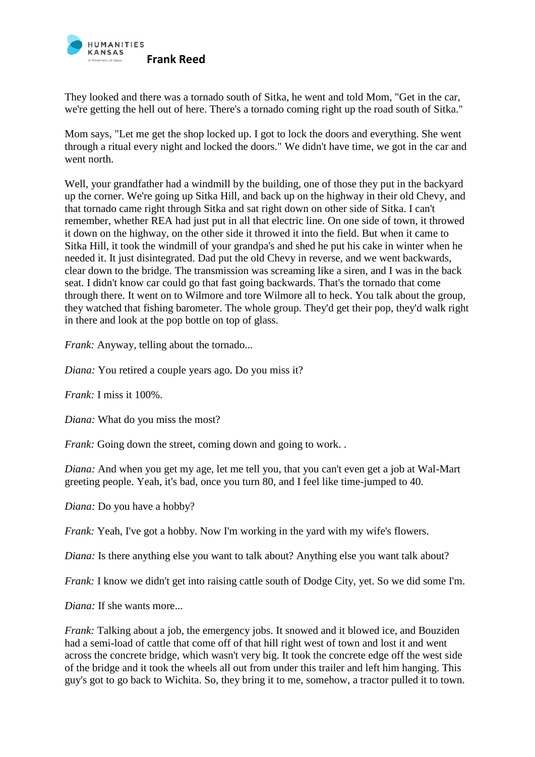They looked and there was a tornado south of Sitka, he went and told Mom, "Get in the car, we're getting the hell out of here. There's a tornado coming right up the road south of Sitka."

Mom says, "Let me get the shop locked up. I got to lock the doors and everything. She went through a ritual every night and locked the doors." We didn't have time, we got in the car and went north.

Well, your grandfather had a windmill by the building, one of those they put in the backyard up the corner. We're going up Sitka Hill, and back up on the highway in their old Chevy, and that tornado came right through Sitka and sat right down on other side of Sitka. I can't remember, whether REA had just put in all that electric line. On one side of town, it throwed it down on the highway, on the other side it throwed it into the field. But when it came to Sitka Hill, it took the windmill of your grandpa's and shed he put his cake in winter when he needed it. It just disintegrated. Dad put the old Chevy in reverse, and we went backwards, clear down to the bridge. The transmission was screaming like a siren, and I was in the back seat. I didn't know car could go that fast going backwards. That's the tornado that come through there. It went on to Wilmore and tore Wilmore all to heck. You talk about the group, they watched that fishing barometer. The whole group. They'd get their pop, they'd walk right in there and look at the pop bottle on top of glass.

*Frank:* Anyway, telling about the tornado...

*Diana:* You retired a couple years ago. Do you miss it?

*Frank:* I miss it 100%.

*Diana:* What do you miss the most?

*Frank:* Going down the street, coming down and going to work. .

*Diana:* And when you get my age, let me tell you, that you can't even get a job at Wal-Mart greeting people. Yeah, it's bad, once you turn 80, and I feel like time-jumped to 40.

*Diana:* Do you have a hobby?

*Frank:* Yeah, I've got a hobby. Now I'm working in the yard with my wife's flowers.

*Diana:* Is there anything else you want to talk about? Anything else you want talk about?

*Frank:* I know we didn't get into raising cattle south of Dodge City, yet. So we did some I'm.

*Diana:* If she wants more...

*Frank:* Talking about a job, the emergency jobs. It snowed and it blowed ice, and Bouziden had a semi-load of cattle that come off of that hill right west of town and lost it and went across the concrete bridge, which wasn't very big. It took the concrete edge off the west side of the bridge and it took the wheels all out from under this trailer and left him hanging. This guy's got to go back to Wichita. So, they bring it to me, somehow, a tractor pulled it to town.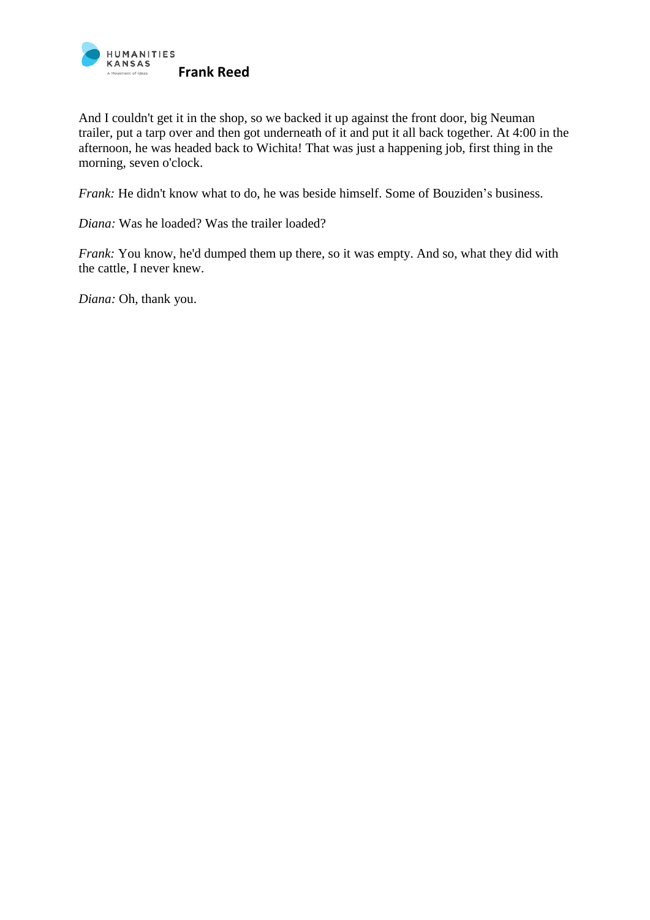And I couldn't get it in the shop, so we backed it up against the front door, big Neuman trailer, put a tarp over and then got underneath of it and put it all back together. At 4:00 in the afternoon, he was headed back to Wichita! That was just a happening job, first thing in the morning, seven o'clock.

*Frank:* He didn't know what to do, he was beside himself. Some of Bouziden's business.

*Diana:* Was he loaded? Was the trailer loaded?

*Frank:* You know, he'd dumped them up there, so it was empty. And so, what they did with the cattle, I never knew.

*Diana:* Oh, thank you.